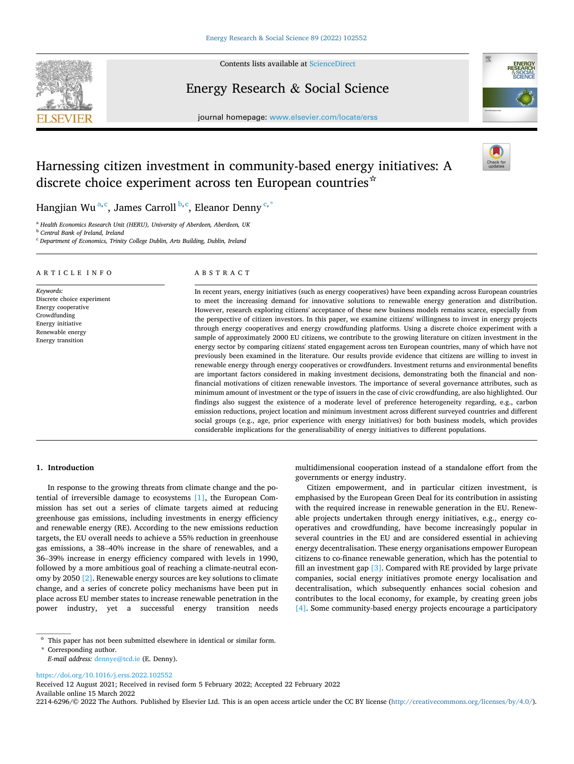# Harnessing citizen investment in community-based energy initiatives: A discrete choice experiment across ten European countries☆

Hangjian Wu[a,c], James Carroll[b,c], Eleanor Denny[c,*]

[a] Health Economics Research Unit (HERU), University of Aberdeen, Aberdeen, UK
[b] Central Bank of Ireland, Ireland
[c] Department of Economics, Trinity College Dublin, Arts Building, Dublin, Ireland

## ARTICLE INFO

*Keywords:*
Discrete choice experiment
Energy cooperative
Crowdfunding
Energy initiative
Renewable energy
Energy transition

## ABSTRACT

In recent years, energy initiatives (such as energy cooperatives) have been expanding across European countries to meet the increasing demand for innovative solutions to renewable energy generation and distribution. However, research exploring citizens' acceptance of these new business models remains scarce, especially from the perspective of citizen investors. In this paper, we examine citizens' willingness to invest in energy projects through energy cooperatives and energy crowdfunding platforms. Using a discrete choice experiment with a sample of approximately 2000 EU citizens, we contribute to the growing literature on citizen investment in the energy sector by comparing citizens' stated engagement across ten European countries, many of which have not previously been examined in the literature. Our results provide evidence that citizens are willing to invest in renewable energy through energy cooperatives or crowdfunders. Investment returns and environmental benefits are important factors considered in making investment decisions, demonstrating both the financial and non-financial motivations of citizen renewable investors. The importance of several governance attributes, such as minimum amount of investment or the type of issuers in the case of civic crowdfunding, are also highlighted. Our findings also suggest the existence of a moderate level of preference heterogeneity regarding, e.g., carbon emission reductions, project location and minimum investment across different surveyed countries and different social groups (e.g., age, prior experience with energy initiatives) for both business models, which provides considerable implications for the generalisability of energy initiatives to different populations.

## 1. Introduction

In response to the growing threats from climate change and the potential of irreversible damage to ecosystems [1], the European Commission has set out a series of climate targets aimed at reducing greenhouse gas emissions, including investments in energy efficiency and renewable energy (RE). According to the new emissions reduction targets, the EU overall needs to achieve a 55% reduction in greenhouse gas emissions, a 38–40% increase in the share of renewables, and a 36–39% increase in energy efficiency compared with levels in 1990, followed by a more ambitious goal of reaching a climate-neutral economy by 2050 [2]. Renewable energy sources are key solutions to climate change, and a series of concrete policy mechanisms have been put in place across EU member states to increase renewable penetration in the power industry, yet a successful energy transition needs multidimensional cooperation instead of a standalone effort from the governments or energy industry.

Citizen empowerment, and in particular citizen investment, is emphasised by the European Green Deal for its contribution in assisting with the required increase in renewable generation in the EU. Renewable projects undertaken through energy initiatives, e.g., energy cooperatives and crowdfunding, have become increasingly popular in several countries in the EU and are considered essential in achieving energy decentralisation. These energy organisations empower European citizens to co-finance renewable generation, which has the potential to fill an investment gap [3]. Compared with RE provided by large private companies, social energy initiatives promote energy localisation and decentralisation, which subsequently enhances social cohesion and contributes to the local economy, for example, by creating green jobs [4]. Some community-based energy projects encourage a participatory

☆ This paper has not been submitted elsewhere in identical or similar form.
\* Corresponding author.
*E-mail address:* dennye@tcd.ie (E. Denny).

https://doi.org/10.1016/j.erss.2022.102552
Received 12 August 2021; Received in revised form 5 February 2022; Accepted 22 February 2022
Available online 15 March 2022
2214-6296/© 2022 The Authors. Published by Elsevier Ltd. This is an open access article under the CC BY license (http://creativecommons.org/licenses/by/4.0/).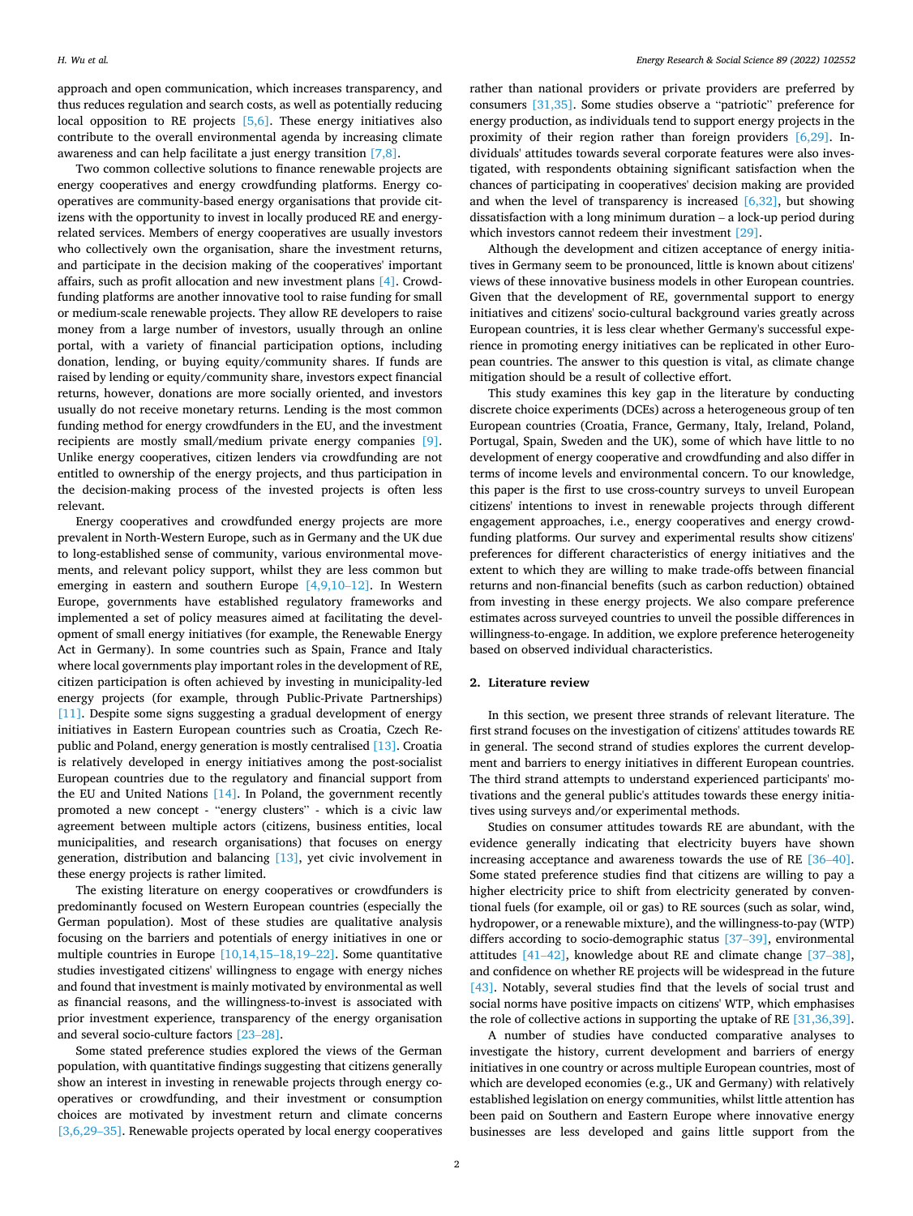approach and open communication, which increases transparency, and thus reduces regulation and search costs, as well as potentially reducing local opposition to RE projects [5,6]. These energy initiatives also contribute to the overall environmental agenda by increasing climate awareness and can help facilitate a just energy transition [7,8].

Two common collective solutions to finance renewable projects are energy cooperatives and energy crowdfunding platforms. Energy cooperatives are community-based energy organisations that provide citizens with the opportunity to invest in locally produced RE and energy-related services. Members of energy cooperatives are usually investors who collectively own the organisation, share the investment returns, and participate in the decision making of the cooperatives' important affairs, such as profit allocation and new investment plans [4]. Crowdfunding platforms are another innovative tool to raise funding for small or medium-scale renewable projects. They allow RE developers to raise money from a large number of investors, usually through an online portal, with a variety of financial participation options, including donation, lending, or buying equity/community shares. If funds are raised by lending or equity/community share, investors expect financial returns, however, donations are more socially oriented, and investors usually do not receive monetary returns. Lending is the most common funding method for energy crowdfunders in the EU, and the investment recipients are mostly small/medium private energy companies [9]. Unlike energy cooperatives, citizen lenders via crowdfunding are not entitled to ownership of the energy projects, and thus participation in the decision-making process of the invested projects is often less relevant.

Energy cooperatives and crowdfunded energy projects are more prevalent in North-Western Europe, such as in Germany and the UK due to long-established sense of community, various environmental movements, and relevant policy support, whilst they are less common but emerging in eastern and southern Europe [4,9,10–12]. In Western Europe, governments have established regulatory frameworks and implemented a set of policy measures aimed at facilitating the development of small energy initiatives (for example, the Renewable Energy Act in Germany). In some countries such as Spain, France and Italy where local governments play important roles in the development of RE, citizen participation is often achieved by investing in municipality-led energy projects (for example, through Public-Private Partnerships) [11]. Despite some signs suggesting a gradual development of energy initiatives in Eastern European countries such as Croatia, Czech Republic and Poland, energy generation is mostly centralised [13]. Croatia is relatively developed in energy initiatives among the post-socialist European countries due to the regulatory and financial support from the EU and United Nations [14]. In Poland, the government recently promoted a new concept - "energy clusters" - which is a civic law agreement between multiple actors (citizens, business entities, local municipalities, and research organisations) that focuses on energy generation, distribution and balancing [13], yet civic involvement in these energy projects is rather limited.

The existing literature on energy cooperatives or crowdfunders is predominantly focused on Western European countries (especially the German population). Most of these studies are qualitative analysis focusing on the barriers and potentials of energy initiatives in one or multiple countries in Europe [10,14,15–18,19–22]. Some quantitative studies investigated citizens' willingness to engage with energy niches and found that investment is mainly motivated by environmental as well as financial reasons, and the willingness-to-invest is associated with prior investment experience, transparency of the energy organisation and several socio-culture factors [23–28].

Some stated preference studies explored the views of the German population, with quantitative findings suggesting that citizens generally show an interest in investing in renewable projects through energy cooperatives or crowdfunding, and their investment or consumption choices are motivated by investment return and climate concerns [3,6,29–35]. Renewable projects operated by local energy cooperatives rather than national providers or private providers are preferred by consumers [31,35]. Some studies observe a "patriotic" preference for energy production, as individuals tend to support energy projects in the proximity of their region rather than foreign providers [6,29]. Individuals' attitudes towards several corporate features were also investigated, with respondents obtaining significant satisfaction when the chances of participating in cooperatives' decision making are provided and when the level of transparency is increased [6,32], but showing dissatisfaction with a long minimum duration – a lock-up period during which investors cannot redeem their investment [29].

Although the development and citizen acceptance of energy initiatives in Germany seem to be pronounced, little is known about citizens' views of these innovative business models in other European countries. Given that the development of RE, governmental support to energy initiatives and citizens' socio-cultural background varies greatly across European countries, it is less clear whether Germany's successful experience in promoting energy initiatives can be replicated in other European countries. The answer to this question is vital, as climate change mitigation should be a result of collective effort.

This study examines this key gap in the literature by conducting discrete choice experiments (DCEs) across a heterogeneous group of ten European countries (Croatia, France, Germany, Italy, Ireland, Poland, Portugal, Spain, Sweden and the UK), some of which have little to no development of energy cooperative and crowdfunding and also differ in terms of income levels and environmental concern. To our knowledge, this paper is the first to use cross-country surveys to unveil European citizens' intentions to invest in renewable projects through different engagement approaches, i.e., energy cooperatives and energy crowdfunding platforms. Our survey and experimental results show citizens' preferences for different characteristics of energy initiatives and the extent to which they are willing to make trade-offs between financial returns and non-financial benefits (such as carbon reduction) obtained from investing in these energy projects. We also compare preference estimates across surveyed countries to unveil the possible differences in willingness-to-engage. In addition, we explore preference heterogeneity based on observed individual characteristics.

## 2. Literature review

In this section, we present three strands of relevant literature. The first strand focuses on the investigation of citizens' attitudes towards RE in general. The second strand of studies explores the current development and barriers to energy initiatives in different European countries. The third strand attempts to understand experienced participants' motivations and the general public's attitudes towards these energy initiatives using surveys and/or experimental methods.

Studies on consumer attitudes towards RE are abundant, with the evidence generally indicating that electricity buyers have shown increasing acceptance and awareness towards the use of RE [36–40]. Some stated preference studies find that citizens are willing to pay a higher electricity price to shift from electricity generated by conventional fuels (for example, oil or gas) to RE sources (such as solar, wind, hydropower, or a renewable mixture), and the willingness-to-pay (WTP) differs according to socio-demographic status [37–39], environmental attitudes [41–42], knowledge about RE and climate change [37–38], and confidence on whether RE projects will be widespread in the future [43]. Notably, several studies find that the levels of social trust and social norms have positive impacts on citizens' WTP, which emphasises the role of collective actions in supporting the uptake of RE [31,36,39].

A number of studies have conducted comparative analyses to investigate the history, current development and barriers of energy initiatives in one country or across multiple European countries, most of which are developed economies (e.g., UK and Germany) with relatively established legislation on energy communities, whilst little attention has been paid on Southern and Eastern Europe where innovative energy businesses are less developed and gains little support from the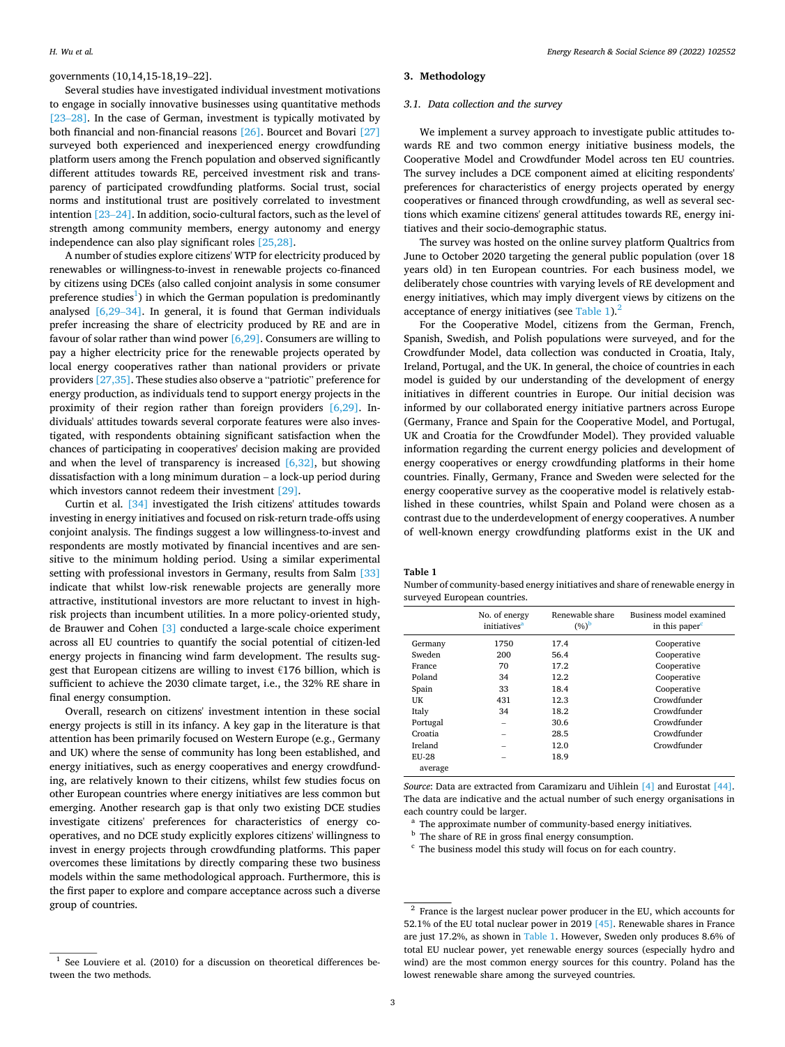governments (10,14,15-18,19–22].

Several studies have investigated individual investment motivations to engage in socially innovative businesses using quantitative methods [23–28]. In the case of German, investment is typically motivated by both financial and non-financial reasons [26]. Bourcet and Bovari [27] surveyed both experienced and inexperienced energy crowdfunding platform users among the French population and observed significantly different attitudes towards RE, perceived investment risk and transparency of participated crowdfunding platforms. Social trust, social norms and institutional trust are positively correlated to investment intention [23–24]. In addition, socio-cultural factors, such as the level of strength among community members, energy autonomy and energy independence can also play significant roles [25,28].

A number of studies explore citizens' WTP for electricity produced by renewables or willingness-to-invest in renewable projects co-financed by citizens using DCEs (also called conjoint analysis in some consumer preference studies[1]) in which the German population is predominantly analysed [6,29–34]. In general, it is found that German individuals prefer increasing the share of electricity produced by RE and are in favour of solar rather than wind power [6,29]. Consumers are willing to pay a higher electricity price for the renewable projects operated by local energy cooperatives rather than national providers or private providers [27,35]. These studies also observe a "patriotic" preference for energy production, as individuals tend to support energy projects in the proximity of their region rather than foreign providers [6,29]. Individuals' attitudes towards several corporate features were also investigated, with respondents obtaining significant satisfaction when the chances of participating in cooperatives' decision making are provided and when the level of transparency is increased [6,32], but showing dissatisfaction with a long minimum duration – a lock-up period during which investors cannot redeem their investment [29].

Curtin et al. [34] investigated the Irish citizens' attitudes towards investing in energy initiatives and focused on risk-return trade-offs using conjoint analysis. The findings suggest a low willingness-to-invest and respondents are mostly motivated by financial incentives and are sensitive to the minimum holding period. Using a similar experimental setting with professional investors in Germany, results from Salm [33] indicate that whilst low-risk renewable projects are generally more attractive, institutional investors are more reluctant to invest in high-risk projects than incumbent utilities. In a more policy-oriented study, de Brauwer and Cohen [3] conducted a large-scale choice experiment across all EU countries to quantify the social potential of citizen-led energy projects in financing wind farm development. The results suggest that European citizens are willing to invest €176 billion, which is sufficient to achieve the 2030 climate target, i.e., the 32% RE share in final energy consumption.

Overall, research on citizens' investment intention in these social energy projects is still in its infancy. A key gap in the literature is that attention has been primarily focused on Western Europe (e.g., Germany and UK) where the sense of community has long been established, and energy initiatives, such as energy cooperatives and energy crowdfunding, are relatively known to their citizens, whilst few studies focus on other European countries where energy initiatives are less common but emerging. Another research gap is that only two existing DCE studies investigate citizens' preferences for characteristics of energy cooperatives, and no DCE study explicitly explores citizens' willingness to invest in energy projects through crowdfunding platforms. This paper overcomes these limitations by directly comparing these two business models within the same methodological approach. Furthermore, this is the first paper to explore and compare acceptance across such a diverse group of countries.

[1] See Louviere et al. (2010) for a discussion on theoretical differences between the two methods.

## 3. Methodology

### 3.1. Data collection and the survey

We implement a survey approach to investigate public attitudes towards RE and two common energy initiative business models, the Cooperative Model and Crowdfunder Model across ten EU countries. The survey includes a DCE component aimed at eliciting respondents' preferences for characteristics of energy projects operated by energy cooperatives or financed through crowdfunding, as well as several sections which examine citizens' general attitudes towards RE, energy initiatives and their socio-demographic status.

The survey was hosted on the online survey platform Qualtrics from June to October 2020 targeting the general public population (over 18 years old) in ten European countries. For each business model, we deliberately chose countries with varying levels of RE development and energy initiatives, which may imply divergent views by citizens on the acceptance of energy initiatives (see Table 1).[2]

For the Cooperative Model, citizens from the German, French, Spanish, Swedish, and Polish populations were surveyed, and for the Crowdfunder Model, data collection was conducted in Croatia, Italy, Ireland, Portugal, and the UK. In general, the choice of countries in each model is guided by our understanding of the development of energy initiatives in different countries in Europe. Our initial decision was informed by our collaborated energy initiative partners across Europe (Germany, France and Spain for the Cooperative Model, and Portugal, UK and Croatia for the Crowdfunder Model). They provided valuable information regarding the current energy policies and development of energy cooperatives or energy crowdfunding platforms in their home countries. Finally, Germany, France and Sweden were selected for the energy cooperative survey as the cooperative model is relatively established in these countries, whilst Spain and Poland were chosen as a contrast due to the underdevelopment of energy cooperatives. A number of well-known energy crowdfunding platforms exist in the UK and

**Table 1**
Number of community-based energy initiatives and share of renewable energy in surveyed European countries.

| | No. of energy initiatives[a] | Renewable share (%)[b] | Business model examined in this paper[c] |
|---|---|---|---|
| Germany | 1750 | 17.4 | Cooperative |
| Sweden | 200 | 56.4 | Cooperative |
| France | 70 | 17.2 | Cooperative |
| Poland | 34 | 12.2 | Cooperative |
| Spain | 33 | 18.4 | Cooperative |
| UK | 431 | 12.3 | Crowdfunder |
| Italy | 34 | 18.2 | Crowdfunder |
| Portugal | – | 30.6 | Crowdfunder |
| Croatia | – | 28.5 | Crowdfunder |
| Ireland | – | 12.0 | Crowdfunder |
| EU-28 average | – | 18.9 | |

*Source*: Data are extracted from Caramizaru and Uihlein [4] and Eurostat [44]. The data are indicative and the actual number of such energy organisations in each country could be larger.

[a] The approximate number of community-based energy initiatives.

[b] The share of RE in gross final energy consumption.

[c] The business model this study will focus on for each country.

[2] France is the largest nuclear power producer in the EU, which accounts for 52.1% of the EU total nuclear power in 2019 [45]. Renewable shares in France are just 17.2%, as shown in Table 1. However, Sweden only produces 8.6% of total EU nuclear power, yet renewable energy sources (especially hydro and wind) are the most common energy sources for this country. Poland has the lowest renewable share among the surveyed countries.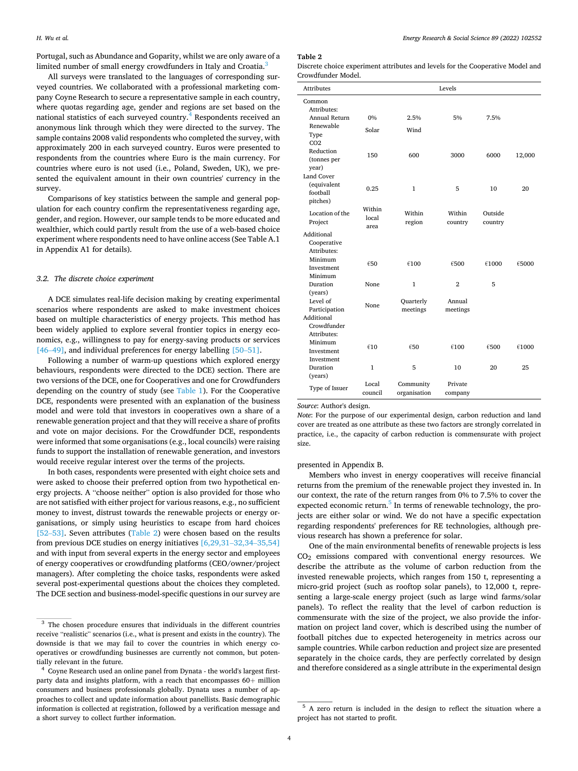Portugal, such as Abundance and Goparity, whilst we are only aware of a limited number of small energy crowdfunders in Italy and Croatia.[3]

All surveys were translated to the languages of corresponding surveyed countries. We collaborated with a professional marketing company Coyne Research to secure a representative sample in each country, where quotas regarding age, gender and regions are set based on the national statistics of each surveyed country.[4] Respondents received an anonymous link through which they were directed to the survey. The sample contains 2008 valid respondents who completed the survey, with approximately 200 in each surveyed country. Euros were presented to respondents from the countries where Euro is the main currency. For countries where euro is not used (i.e., Poland, Sweden, UK), we presented the equivalent amount in their own countries' currency in the survey.

Comparisons of key statistics between the sample and general population for each country confirm the representativeness regarding age, gender, and region. However, our sample tends to be more educated and wealthier, which could partly result from the use of a web-based choice experiment where respondents need to have online access (See Table A.1 in Appendix A1 for details).

### 3.2. The discrete choice experiment

A DCE simulates real-life decision making by creating experimental scenarios where respondents are asked to make investment choices based on multiple characteristics of energy projects. This method has been widely applied to explore several frontier topics in energy economics, e.g., willingness to pay for energy-saving products or services [46–49], and individual preferences for energy labelling [50–51].

Following a number of warm-up questions which explored energy behaviours, respondents were directed to the DCE) section. There are two versions of the DCE, one for Cooperatives and one for Crowdfunders depending on the country of study (see Table 1). For the Cooperative DCE, respondents were presented with an explanation of the business model and were told that investors in cooperatives own a share of a renewable generation project and that they will receive a share of profits and vote on major decisions. For the Crowdfunder DCE, respondents were informed that some organisations (e.g., local councils) were raising funds to support the installation of renewable generation, and investors would receive regular interest over the terms of the projects.

In both cases, respondents were presented with eight choice sets and were asked to choose their preferred option from two hypothetical energy projects. A "choose neither" option is also provided for those who are not satisfied with either project for various reasons, e.g., no sufficient money to invest, distrust towards the renewable projects or energy organisations, or simply using heuristics to escape from hard choices [52–53]. Seven attributes (Table 2) were chosen based on the results from previous DCE studies on energy initiatives [6,29,31–32,34–35,54] and with input from several experts in the energy sector and employees of energy cooperatives or crowdfunding platforms (CEO/owner/project managers). After completing the choice tasks, respondents were asked several post-experimental questions about the choices they completed. The DCE section and business-model-specific questions in our survey are presented in Appendix B.

**Table 2**
Discrete choice experiment attributes and levels for the Cooperative Model and Crowdfunder Model.

| Attributes | Levels | | | | |
|---|---|---|---|---|---|
| Common Attributes: | | | | | |
| Annual Return | 0% | 2.5% | 5% | 7.5% | |
| Renewable Type | Solar | Wind | | | |
| CO2 Reduction (tonnes per year) | 150 | 600 | 3000 | 6000 | 12,000 |
| Land Cover (equivalent football pitches) | 0.25 | 1 | 5 | 10 | 20 |
| Location of the Project | Within local area | Within region | Within country | Outside country | |
| Additional Cooperative Attributes: | | | | | |
| Minimum Investment | €50 | €100 | €500 | €1000 | €5000 |
| Minimum Duration (years) | None | 1 | 2 | 5 | |
| Level of Participation | None | Quarterly meetings | Annual meetings | | |
| Additional Crowdfunder Attributes: | | | | | |
| Minimum Investment | €10 | €50 | €100 | €500 | €1000 |
| Investment Duration (years) | 1 | 5 | 10 | 20 | 25 |
| Type of Issuer | Local council | Community organisation | Private company | | |

*Source*: Author's design.
*Note*: For the purpose of our experimental design, carbon reduction and land cover are treated as one attribute as these two factors are strongly correlated in practice, i.e., the capacity of carbon reduction is commensurate with project size.

Members who invest in energy cooperatives will receive financial returns from the premium of the renewable project they invested in. In our context, the rate of the return ranges from 0% to 7.5% to cover the expected economic return.[5] In terms of renewable technology, the projects are either solar or wind. We do not have a specific expectation regarding respondents' preferences for RE technologies, although previous research has shown a preference for solar.

One of the main environmental benefits of renewable projects is less $CO_2$ emissions compared with conventional energy resources. We describe the attribute as the volume of carbon reduction from the invested renewable projects, which ranges from 150 t, representing a micro-grid project (such as rooftop solar panels), to 12,000 t, representing a large-scale energy project (such as large wind farms/solar panels). To reflect the reality that the level of carbon reduction is commensurate with the size of the project, we also provide the information on project land cover, which is described using the number of football pitches due to expected heterogeneity in metrics across our sample countries. While carbon reduction and project size are presented separately in the choice cards, they are perfectly correlated by design and therefore considered as a single attribute in the experimental design

[3] The chosen procedure ensures that individuals in the different countries receive "realistic" scenarios (i.e., what is present and exists in the country). The downside is that we may fail to cover the countries in which energy cooperatives or crowdfunding businesses are currently not common, but potentially relevant in the future.

[4] Coyne Research used an online panel from Dynata - the world's largest first-party data and insights platform, with a reach that encompasses 60+ million consumers and business professionals globally. Dynata uses a number of approaches to collect and update information about panellists. Basic demographic information is collected at registration, followed by a verification message and a short survey to collect further information.

[5] A zero return is included in the design to reflect the situation where a project has not started to profit.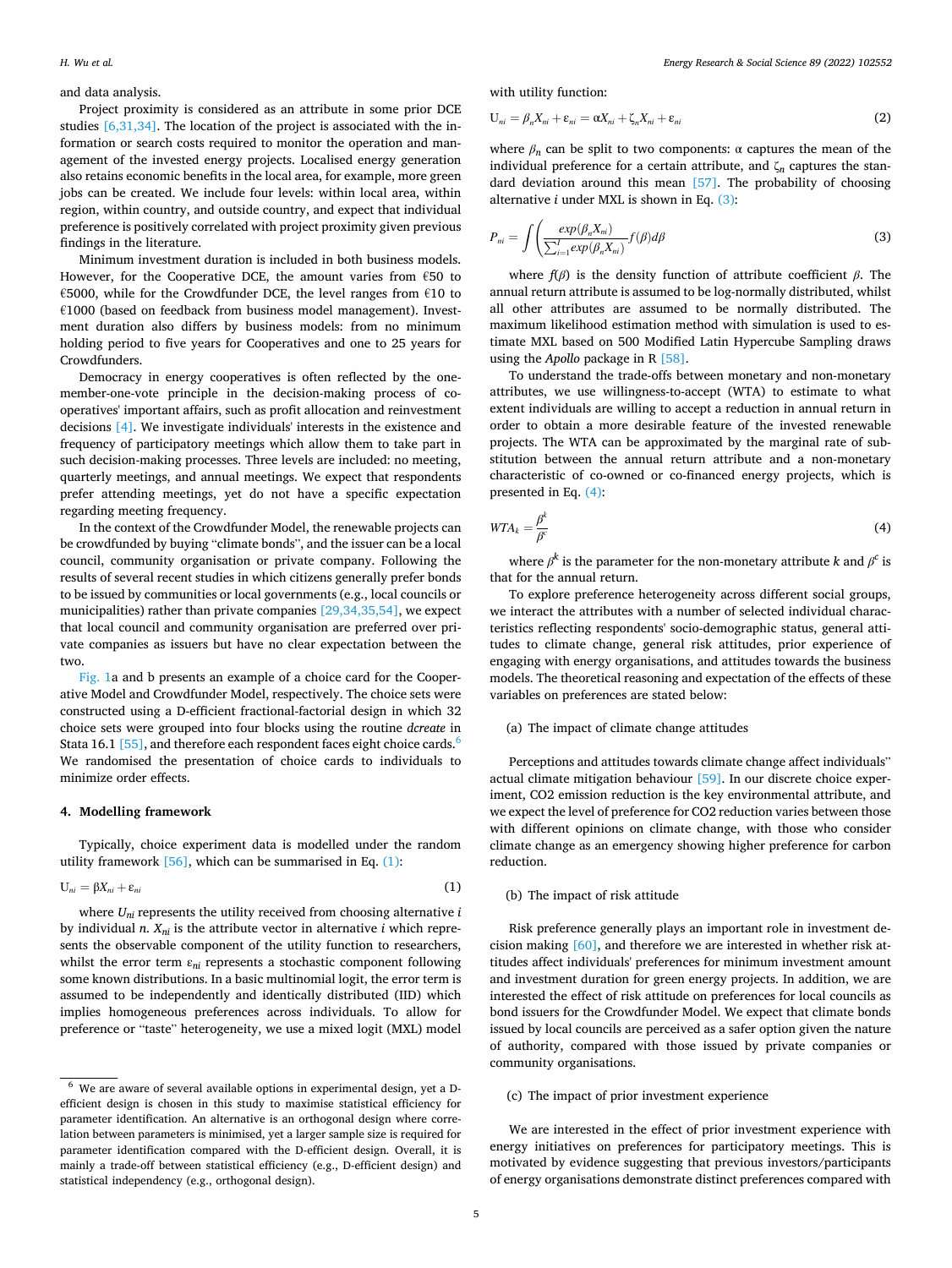and data analysis.

Project proximity is considered as an attribute in some prior DCE studies [6,31,34]. The location of the project is associated with the information or search costs required to monitor the operation and management of the invested energy projects. Localised energy generation also retains economic benefits in the local area, for example, more green jobs can be created. We include four levels: within local area, within region, within country, and outside country, and expect that individual preference is positively correlated with project proximity given previous findings in the literature.

Minimum investment duration is included in both business models. However, for the Cooperative DCE, the amount varies from €50 to €5000, while for the Crowdfunder DCE, the level ranges from €10 to €1000 (based on feedback from business model management). Investment duration also differs by business models: from no minimum holding period to five years for Cooperatives and one to 25 years for Crowdfunders.

Democracy in energy cooperatives is often reflected by the one-member-one-vote principle in the decision-making process of cooperatives' important affairs, such as profit allocation and reinvestment decisions [4]. We investigate individuals' interests in the existence and frequency of participatory meetings which allow them to take part in such decision-making processes. Three levels are included: no meeting, quarterly meetings, and annual meetings. We expect that respondents prefer attending meetings, yet do not have a specific expectation regarding meeting frequency.

In the context of the Crowdfunder Model, the renewable projects can be crowdfunded by buying "climate bonds", and the issuer can be a local council, community organisation or private company. Following the results of several recent studies in which citizens generally prefer bonds to be issued by communities or local governments (e.g., local councils or municipalities) rather than private companies [29,34,35,54], we expect that local council and community organisation are preferred over private companies as issuers but have no clear expectation between the two.

Fig. 1a and b presents an example of a choice card for the Cooperative Model and Crowdfunder Model, respectively. The choice sets were constructed using a D-efficient fractional-factorial design in which 32 choice sets were grouped into four blocks using the routine *dcreate* in Stata 16.1 [55], and therefore each respondent faces eight choice cards.[6] We randomised the presentation of choice cards to individuals to minimize order effects.

## 4. Modelling framework

Typically, choice experiment data is modelled under the random utility framework [56], which can be summarised in Eq. (1):

$$U_{ni} = \beta X_{ni} + \varepsilon_{ni} \tag{1}$$

where $U_{ni}$ represents the utility received from choosing alternative $i$ by individual $n$. $X_{ni}$ is the attribute vector in alternative $i$ which represents the observable component of the utility function to researchers, whilst the error term $\varepsilon_{ni}$ represents a stochastic component following some known distributions. In a basic multinomial logit, the error term is assumed to be independently and identically distributed (IID) which implies homogeneous preferences across individuals. To allow for preference or "taste" heterogeneity, we use a mixed logit (MXL) model with utility function:

$$U_{ni} = \beta_n X_{ni} + \varepsilon_{ni} = \alpha X_{ni} + \zeta_n X_{ni} + \varepsilon_{ni} \tag{2}$$

where $\beta_n$ can be split to two components: α captures the mean of the individual preference for a certain attribute, and $\zeta_n$ captures the standard deviation around this mean [57]. The probability of choosing alternative $i$ under MXL is shown in Eq. (3):

$$P_{ni} = \int \left( \frac{exp(\beta_n X_{ni})}{\sum_{i=1}^{I} exp(\beta_n X_{ni})} f(\beta) d\beta \right) \tag{3}$$

where $f(\beta)$ is the density function of attribute coefficient $\beta$. The annual return attribute is assumed to be log-normally distributed, whilst all other attributes are assumed to be normally distributed. The maximum likelihood estimation method with simulation is used to estimate MXL based on 500 Modified Latin Hypercube Sampling draws using the *Apollo* package in R [58].

To understand the trade-offs between monetary and non-monetary attributes, we use willingness-to-accept (WTA) to estimate to what extent individuals are willing to accept a reduction in annual return in order to obtain a more desirable feature of the invested renewable projects. The WTA can be approximated by the marginal rate of substitution between the annual return attribute and a non-monetary characteristic of co-owned or co-financed energy projects, which is presented in Eq. (4):

$$WTA_k = \frac{\beta^k}{\beta^c} \tag{4}$$

where $\beta^k$ is the parameter for the non-monetary attribute $k$ and $\beta^c$ is that for the annual return.

To explore preference heterogeneity across different social groups, we interact the attributes with a number of selected individual characteristics reflecting respondents' socio-demographic status, general attitudes to climate change, general risk attitudes, prior experience of engaging with energy organisations, and attitudes towards the business models. The theoretical reasoning and expectation of the effects of these variables on preferences are stated below:

(a) The impact of climate change attitudes

Perceptions and attitudes towards climate change affect individuals'' actual climate mitigation behaviour [59]. In our discrete choice experiment, $CO_2$ emission reduction is the key environmental attribute, and we expect the level of preference for $CO_2$ reduction varies between those with different opinions on climate change, with those who consider climate change as an emergency showing higher preference for carbon reduction.

(b) The impact of risk attitude

Risk preference generally plays an important role in investment decision making [60], and therefore we are interested in whether risk attitudes affect individuals' preferences for minimum investment amount and investment duration for green energy projects. In addition, we are interested the effect of risk attitude on preferences for local councils as bond issuers for the Crowdfunder Model. We expect that climate bonds issued by local councils are perceived as a safer option given the nature of authority, compared with those issued by private companies or community organisations.

(c) The impact of prior investment experience

We are interested in the effect of prior investment experience with energy initiatives on preferences for participatory meetings. This is motivated by evidence suggesting that previous investors/participants of energy organisations demonstrate distinct preferences compared with

---

[6] We are aware of several available options in experimental design, yet a D-efficient design is chosen in this study to maximise statistical efficiency for parameter identification. An alternative is an orthogonal design where correlation between parameters is minimised, yet a larger sample size is required for parameter identification compared with the D-efficient design. Overall, it is mainly a trade-off between statistical efficiency (e.g., D-efficient design) and statistical independency (e.g., orthogonal design).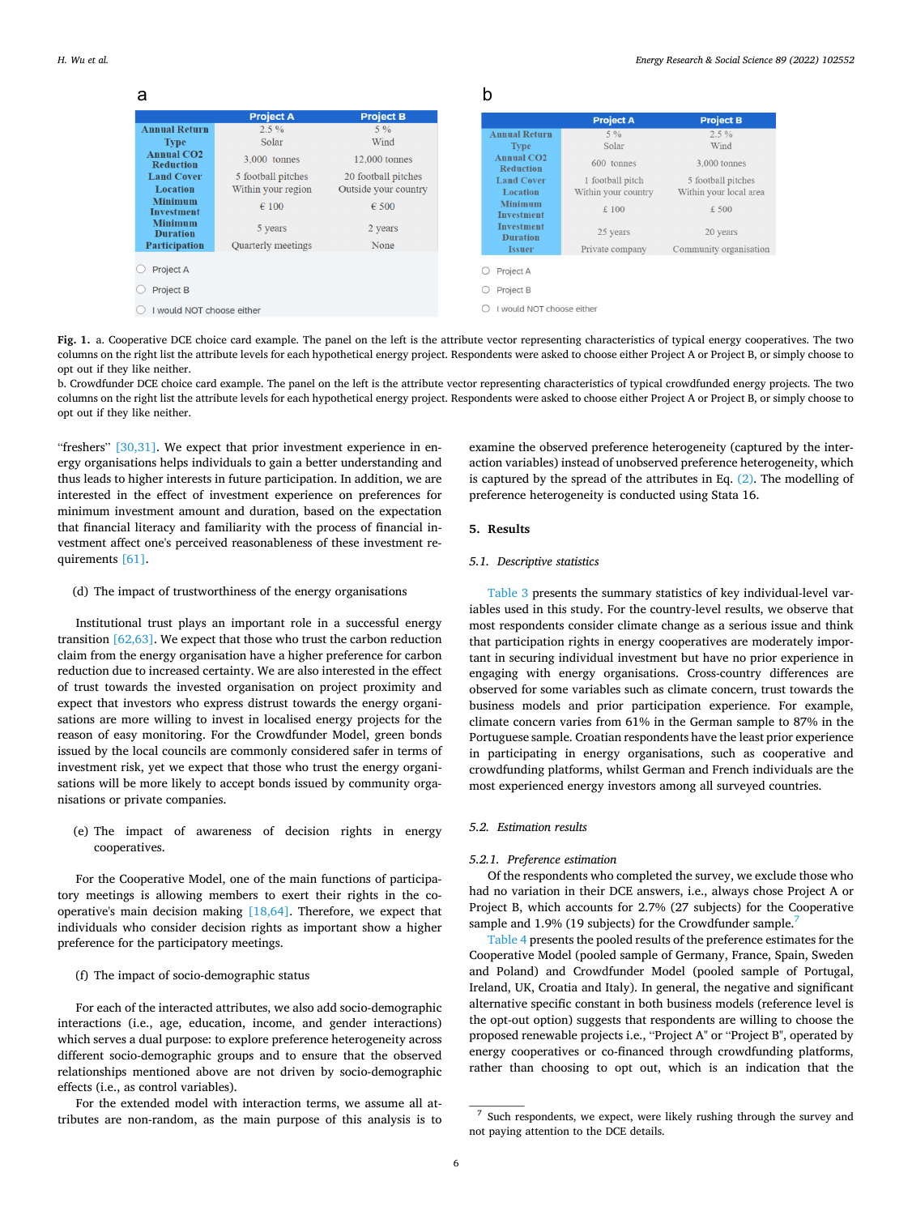**a**

| | Project A | Project B |
|---|---|---|
| Annual Return | 2.5 % | 5 % |
| Type | Solar | Wind |
| Annual CO2 Reduction | 3,000 tonnes | 12,000 tonnes |
| Land Cover | 5 football pitches | 20 football pitches |
| Location | Within your region | Outside your country |
| Minimum Investment | € 100 | € 500 |
| Minimum Duration | 5 years | 2 years |
| Participation | Quarterly meetings | None |

- Project A
- Project B
- I would NOT choose either

**b**

| | Project A | Project B |
|---|---|---|
| Annual Return | 5 % | 2.5 % |
| Type | Solar | Wind |
| Annual CO2 Reduction | 600 tonnes | 3,000 tonnes |
| Land Cover | 1 football pitch | 5 football pitches |
| Location | Within your country | Within your local area |
| Minimum Investment | £ 100 | £ 500 |
| Investment Duration | 25 years | 20 years |
| Issuer | Private company | Community organisation |

- Project A
- Project B
- I would NOT choose either

**Fig. 1.** a. Cooperative DCE choice card example. The panel on the left is the attribute vector representing characteristics of typical energy cooperatives. The two columns on the right list the attribute levels for each hypothetical energy project. Respondents were asked to choose either Project A or Project B, or simply choose to opt out if they like neither.
b. Crowdfunder DCE choice card example. The panel on the left is the attribute vector representing characteristics of typical crowdfunded energy projects. The two columns on the right list the attribute levels for each hypothetical energy project. Respondents were asked to choose either Project A or Project B, or simply choose to opt out if they like neither.

"freshers" [30,31]. We expect that prior investment experience in energy organisations helps individuals to gain a better understanding and thus leads to higher interests in future participation. In addition, we are interested in the effect of investment experience on preferences for minimum investment amount and duration, based on the expectation that financial literacy and familiarity with the process of financial investment affect one's perceived reasonableness of these investment requirements [61].

(d) The impact of trustworthiness of the energy organisations

Institutional trust plays an important role in a successful energy transition [62,63]. We expect that those who trust the carbon reduction claim from the energy organisation have a higher preference for carbon reduction due to increased certainty. We are also interested in the effect of trust towards the invested organisation on project proximity and expect that investors who express distrust towards the energy organisations are more willing to invest in localised energy projects for the reason of easy monitoring. For the Crowdfunder Model, green bonds issued by the local councils are commonly considered safer in terms of investment risk, yet we expect that those who trust the energy organisations will be more likely to accept bonds issued by community organisations or private companies.

(e) The impact of awareness of decision rights in energy cooperatives.

For the Cooperative Model, one of the main functions of participatory meetings is allowing members to exert their rights in the cooperative's main decision making [18,64]. Therefore, we expect that individuals who consider decision rights as important show a higher preference for the participatory meetings.

(f) The impact of socio-demographic status

For each of the interacted attributes, we also add socio-demographic interactions (i.e., age, education, income, and gender interactions) which serves a dual purpose: to explore preference heterogeneity across different socio-demographic groups and to ensure that the observed relationships mentioned above are not driven by socio-demographic effects (i.e., as control variables).

For the extended model with interaction terms, we assume all attributes are non-random, as the main purpose of this analysis is to examine the observed preference heterogeneity (captured by the interaction variables) instead of unobserved preference heterogeneity, which is captured by the spread of the attributes in Eq. (2). The modelling of preference heterogeneity is conducted using Stata 16.

## 5. Results

### 5.1. Descriptive statistics

Table 3 presents the summary statistics of key individual-level variables used in this study. For the country-level results, we observe that most respondents consider climate change as a serious issue and think that participation rights in energy cooperatives are moderately important in securing individual investment but have no prior experience in engaging with energy organisations. Cross-country differences are observed for some variables such as climate concern, trust towards the business models and prior participation experience. For example, climate concern varies from 61% in the German sample to 87% in the Portuguese sample. Croatian respondents have the least prior experience in participating in energy organisations, such as cooperative and crowdfunding platforms, whilst German and French individuals are the most experienced energy investors among all surveyed countries.

### 5.2. Estimation results

#### 5.2.1. Preference estimation

Of the respondents who completed the survey, we exclude those who had no variation in their DCE answers, i.e., always chose Project A or Project B, which accounts for 2.7% (27 subjects) for the Cooperative sample and 1.9% (19 subjects) for the Crowdfunder sample.[7]

Table 4 presents the pooled results of the preference estimates for the Cooperative Model (pooled sample of Germany, France, Spain, Sweden and Poland) and Crowdfunder Model (pooled sample of Portugal, Ireland, UK, Croatia and Italy). In general, the negative and significant alternative specific constant in both business models (reference level is the opt-out option) suggests that respondents are willing to choose the proposed renewable projects i.e., "Project A" or "Project B", operated by energy cooperatives or co-financed through crowdfunding platforms, rather than choosing to opt out, which is an indication that the

[7] Such respondents, we expect, were likely rushing through the survey and not paying attention to the DCE details.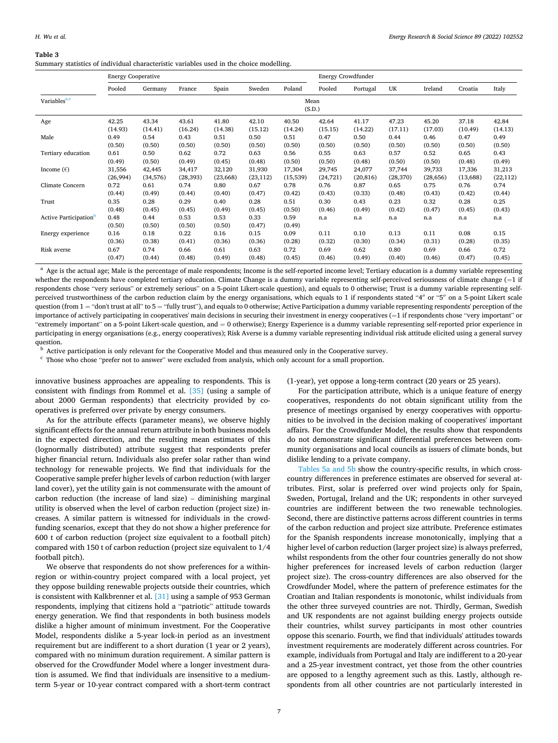**Table 3**
Summary statistics of individual characteristic variables used in the choice modelling.

| | Energy Cooperative | | | | | | Energy Crowdfunder | | | | | |
|---|---|---|---|---|---|---|---|---|---|---|---|---|
| | Pooled | Germany | France | Spain | Sweden | Poland | Pooled | Portugal | UK | Ireland | Croatia | Italy |
| Variables[a,c] | Mean (S.D.) | | | | | | | | | | | |
| Age | 42.25 (14.93) | 43.34 (14.41) | 43.61 (16.24) | 41.80 (14.38) | 42.10 (15.12) | 40.50 (14.24) | 42.64 (15.15) | 41.17 (14.22) | 47.23 (17.11) | 45.20 (17.03) | 37.18 (10.49) | 42.84 (14.13) |
| Male | 0.49 (0.50) | 0.54 (0.50) | 0.43 (0.50) | 0.51 (0.50) | 0.50 (0.50) | 0.51 (0.50) | 0.47 (0.50) | 0.50 (0.50) | 0.44 (0.50) | 0.46 (0.50) | 0.47 (0.50) | 0.49 (0.50) |
| Tertiary education | 0.61 (0.49) | 0.50 (0.50) | 0.62 (0.49) | 0.72 (0.45) | 0.63 (0.48) | 0.56 (0.50) | 0.55 (0.50) | 0.63 (0.48) | 0.57 (0.50) | 0.52 (0.50) | 0.65 (0.48) | 0.43 (0.49) |
| Income (€) | 31,556 (26,994) | 42,445 (34,576) | 34,417 (28,393) | 32,120 (23,668) | 31,930 (23,112) | 17,304 (15,539) | 29,745 (24,721) | 24,077 (20,816) | 37,744 (28,370) | 39,733 (28,656) | 17,336 (13,688) | 31,213 (22,112) |
| Climate Concern | 0.72 (0.44) | 0.61 (0.49) | 0.74 (0.44) | 0.80 (0.40) | 0.67 (0.47) | 0.78 (0.42) | 0.76 (0.43) | 0.87 (0.33) | 0.65 (0.48) | 0.75 (0.43) | 0.76 (0.42) | 0.74 (0.44) |
| Trust | 0.35 (0.48) | 0.28 (0.45) | 0.29 (0.45) | 0.40 (0.49) | 0.28 (0.45) | 0.51 (0.50) | 0.30 (0.46) | 0.43 (0.49) | 0.23 (0.42) | 0.32 (0.47) | 0.28 (0.45) | 0.25 (0.43) |
| Active Participation[b] | 0.48 (0.50) | 0.44 (0.50) | 0.53 (0.50) | 0.53 (0.50) | 0.33 (0.47) | 0.59 (0.49) | n.a | n.a | n.a | n.a | n.a | n.a |
| Energy experience | 0.16 (0.36) | 0.18 (0.38) | 0.22 (0.41) | 0.16 (0.36) | 0.15 (0.36) | 0.09 (0.28) | 0.11 (0.32) | 0.10 (0.30) | 0.13 (0.34) | 0.11 (0.31) | 0.08 (0.28) | 0.15 (0.35) |
| Risk averse | 0.67 (0.47) | 0.74 (0.44) | 0.66 (0.48) | 0.61 (0.49) | 0.63 (0.48) | 0.72 (0.45) | 0.69 (0.46) | 0.62 (0.49) | 0.80 (0.40) | 0.69 (0.46) | 0.66 (0.47) | 0.72 (0.45) |

[a] Age is the actual age; Male is the percentage of male respondents; Income is the self-reported income level; Tertiary education is a dummy variable representing whether the respondents have completed tertiary education. Climate Change is a dummy variable representing self-perceived seriousness of climate change (=1 if respondents chose "very serious" or extremely serious" on a 5-point Likert-scale question), and equals to 0 otherwise; Trust is a dummy variable representing self-perceived trustworthiness of the carbon reduction claim by the energy organisations, which equals to 1 if respondents stated "4" or "5" on a 5-point Likert scale question (from 1 = "don't trust at all" to 5 = "fully trust"), and equals to 0 otherwise; Active Participation a dummy variable representing respondents' perception of the importance of actively participating in cooperatives' main decisions in securing their investment in energy cooperatives (=1 if respondents chose "very important" or "extremely important" on a 5-point Likert-scale question, and = 0 otherwise); Energy Experience is a dummy variable representing self-reported prior experience in participating in energy organisations (e.g., energy cooperatives); Risk Averse is a dummy variable representing individual risk attitude elicited using a general survey question.

[b] Active participation is only relevant for the Cooperative Model and thus measured only in the Cooperative survey.

[c] Those who chose "prefer not to answer" were excluded from analysis, which only account for a small proportion.

innovative business approaches are appealing to respondents. This is consistent with findings from Rommel et al. [35] (using a sample of about 2000 German respondents) that electricity provided by co-operatives is preferred over private by energy consumers.

As for the attribute effects (parameter means), we observe highly significant effects for the annual return attribute in both business models in the expected direction, and the resulting mean estimates of this (lognormally distributed) attribute suggest that respondents prefer higher financial return. Individuals also prefer solar rather than wind technology for renewable projects. We find that individuals for the Cooperative sample prefer higher levels of carbon reduction (with larger land cover), yet the utility gain is not commensurate with the amount of carbon reduction (the increase of land size) – diminishing marginal utility is observed when the level of carbon reduction (project size) increases. A similar pattern is witnessed for individuals in the crowd-funding scenarios, except that they do not show a higher preference for 600 t of carbon reduction (project size equivalent to a football pitch) compared with 150 t of carbon reduction (project size equivalent to 1/4 football pitch).

We observe that respondents do not show preferences for a within-region or within-country project compared with a local project, yet they oppose building renewable projects outside their countries, which is consistent with Kalkbrenner et al. [31] using a sample of 953 German respondents, implying that citizens hold a "patriotic" attitude towards energy generation. We find that respondents in both business models dislike a higher amount of minimum investment. For the Cooperative Model, respondents dislike a 5-year lock-in period as an investment requirement but are indifferent to a short duration (1 year or 2 years), compared with no minimum duration requirement. A similar pattern is observed for the Crowdfunder Model where a longer investment duration is assumed. We find that individuals are insensitive to a medium-term 5-year or 10-year contract compared with a short-term contract (1-year), yet oppose a long-term contract (20 years or 25 years).

For the participation attribute, which is a unique feature of energy cooperatives, respondents do not obtain significant utility from the presence of meetings organised by energy cooperatives with opportunities to be involved in the decision making of cooperatives' important affairs. For the Crowdfunder Model, the results show that respondents do not demonstrate significant differential preferences between community organisations and local councils as issuers of climate bonds, but dislike lending to a private company.

Tables 5a and 5b show the country-specific results, in which cross-country differences in preference estimates are observed for several attributes. First, solar is preferred over wind projects only for Spain, Sweden, Portugal, Ireland and the UK; respondents in other surveyed countries are indifferent between the two renewable technologies. Second, there are distinctive patterns across different countries in terms of the carbon reduction and project size attribute. Preference estimates for the Spanish respondents increase monotonically, implying that a higher level of carbon reduction (larger project size) is always preferred, whilst respondents from the other four countries generally do not show higher preferences for increased levels of carbon reduction (larger project size). The cross-country differences are also observed for the Crowdfunder Model, where the pattern of preference estimates for the Croatian and Italian respondents is monotonic, whilst individuals from the other three surveyed countries are not. Thirdly, German, Swedish and UK respondents are not against building energy projects outside their countries, whilst survey participants in most other countries oppose this scenario. Fourth, we find that individuals' attitudes towards investment requirements are moderately different across countries. For example, individuals from Portugal and Italy are indifferent to a 20-year and a 25-year investment contract, yet those from the other countries are opposed to a lengthy agreement such as this. Lastly, although respondents from all other countries are not particularly interested in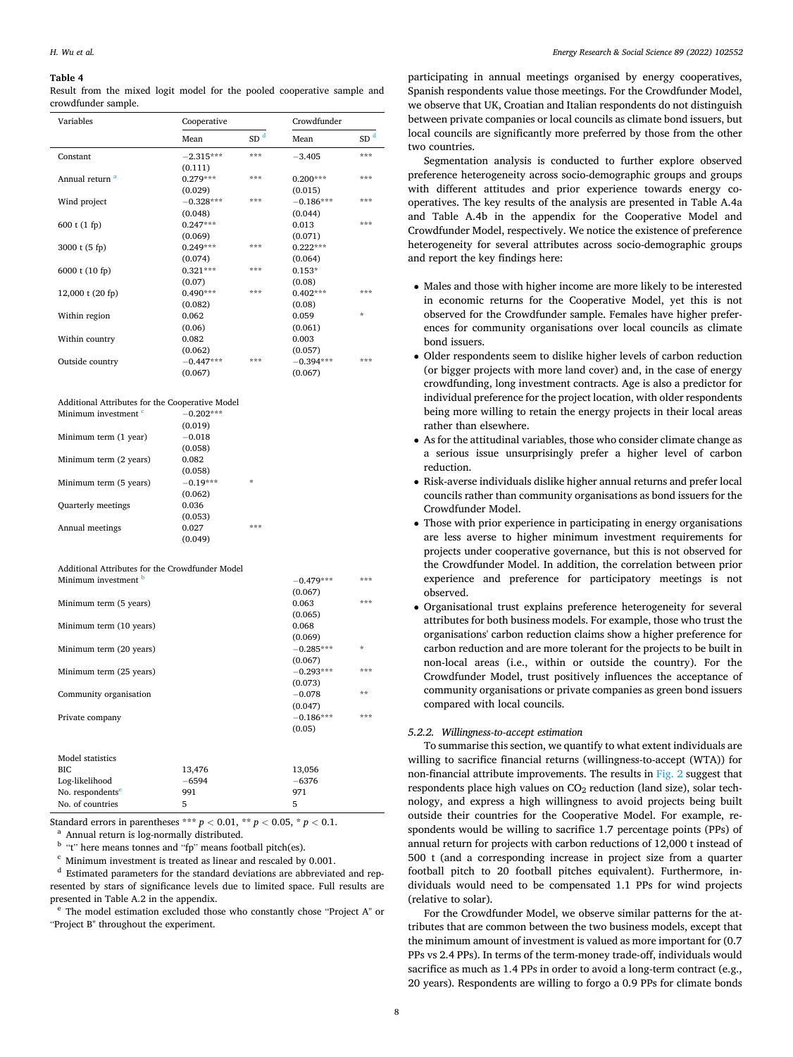**Table 4**
Result from the mixed logit model for the pooled cooperative sample and crowdfunder sample.

| Variables | Cooperative | | Crowdfunder | |
|---|---|---|---|---|
| | Mean | SD [d] | Mean | SD [d] |
| Constant | −2.315*** (0.111) | *** | −3.405 | *** |
| Annual return [a] | 0.279*** (0.029) | *** | 0.200*** (0.015) | *** |
| Wind project | −0.328*** (0.048) | *** | −0.186*** (0.044) | *** |
| 600 t (1 fp) | 0.247*** (0.069) | *** | 0.013 (0.071) | *** |
| 3000 t (5 fp) | 0.249*** (0.074) | *** | 0.222*** (0.064) | |
| 6000 t (10 fp) | 0.321*** (0.07) | *** | 0.153* (0.08) | |
| 12,000 t (20 fp) | 0.490*** (0.082) | *** | 0.402*** (0.08) | *** |
| Within region | 0.062 (0.06) | | 0.059 (0.061) | * |
| Within country | 0.082 (0.062) | | 0.003 (0.057) | |
| Outside country | −0.447*** (0.067) | *** | −0.394*** (0.067) | *** |
| Additional Attributes for the Cooperative Model | | | | |
| Minimum investment [c] | −0.202*** (0.019) | | | |
| Minimum term (1 year) | −0.018 (0.058) | | | |
| Minimum term (2 years) | 0.082 (0.058) | | | |
| Minimum term (5 years) | −0.19*** (0.062) | * | | |
| Quarterly meetings | 0.036 (0.053) | | | |
| Annual meetings | 0.027 (0.049) | *** | | |
| Additional Attributes for the Crowdfunder Model | | | | |
| Minimum investment [b] | | | −0.479*** (0.067) | *** |
| Minimum term (5 years) | | | 0.063 (0.065) | *** |
| Minimum term (10 years) | | | 0.068 (0.069) | |
| Minimum term (20 years) | | | −0.285*** (0.067) | * |
| Minimum term (25 years) | | | −0.293*** (0.073) | *** |
| Community organisation | | | −0.078 (0.047) | ** |
| Private company | | | −0.186*** (0.05) | *** |
| Model statistics | | | | |
| BIC | 13,476 | | 13,056 | |
| Log-likelihood | −6594 | | −6376 | |
| No. respondents[e] | 991 | | 971 | |
| No. of countries | 5 | | 5 | |

Standard errors in parentheses *** $p < 0.01$, ** $p < 0.05$, * $p < 0.1$.
[a] Annual return is log-normally distributed.
[b] "t" here means tonnes and "fp" means football pitch(es).
[c] Minimum investment is treated as linear and rescaled by 0.001.
[d] Estimated parameters for the standard deviations are abbreviated and represented by stars of significance levels due to limited space. Full results are presented in Table A.2 in the appendix.
[e] The model estimation excluded those who constantly chose "Project A" or "Project B" throughout the experiment.

participating in annual meetings organised by energy cooperatives, Spanish respondents value those meetings. For the Crowdfunder Model, we observe that UK, Croatian and Italian respondents do not distinguish between private companies or local councils as climate bond issuers, but local councils are significantly more preferred by those from the other two countries.

Segmentation analysis is conducted to further explore observed preference heterogeneity across socio-demographic groups and groups with different attitudes and prior experience towards energy cooperatives. The key results of the analysis are presented in Table A.4a and Table A.4b in the appendix for the Cooperative Model and Crowdfunder Model, respectively. We notice the existence of preference heterogeneity for several attributes across socio-demographic groups and report the key findings here:

- Males and those with higher income are more likely to be interested in economic returns for the Cooperative Model, yet this is not observed for the Crowdfunder sample. Females have higher preferences for community organisations over local councils as climate bond issuers.
- Older respondents seem to dislike higher levels of carbon reduction (or bigger projects with more land cover) and, in the case of energy crowdfunding, long investment contracts. Age is also a predictor for individual preference for the project location, with older respondents being more willing to retain the energy projects in their local areas rather than elsewhere.
- As for the attitudinal variables, those who consider climate change as a serious issue unsurprisingly prefer a higher level of carbon reduction.
- Risk-averse individuals dislike higher annual returns and prefer local councils rather than community organisations as bond issuers for the Crowdfunder Model.
- Those with prior experience in participating in energy organisations are less averse to higher minimum investment requirements for projects under cooperative governance, but this is not observed for the Crowdfunder Model. In addition, the correlation between prior experience and preference for participatory meetings is not observed.
- Organisational trust explains preference heterogeneity for several attributes for both business models. For example, those who trust the organisations' carbon reduction claims show a higher preference for carbon reduction and are more tolerant for the projects to be built in non-local areas (i.e., within or outside the country). For the Crowdfunder Model, trust positively influences the acceptance of community organisations or private companies as green bond issuers compared with local councils.

### 5.2.2. Willingness-to-accept estimation

To summarise this section, we quantify to what extent individuals are willing to sacrifice financial returns (willingness-to-accept (WTA)) for non-financial attribute improvements. The results in Fig. 2 suggest that respondents place high values on $CO_2$ reduction (land size), solar technology, and express a high willingness to avoid projects being built outside their countries for the Cooperative Model. For example, respondents would be willing to sacrifice 1.7 percentage points (PPs) of annual return for projects with carbon reductions of 12,000 t instead of 500 t (and a corresponding increase in project size from a quarter football pitch to 20 football pitches equivalent). Furthermore, individuals would need to be compensated 1.1 PPs for wind projects (relative to solar).

For the Crowdfunder Model, we observe similar patterns for the attributes that are common between the two business models, except that the minimum amount of investment is valued as more important for (0.7 PPs vs 2.4 PPs). In terms of the term-money trade-off, individuals would sacrifice as much as 1.4 PPs in order to avoid a long-term contract (e.g., 20 years). Respondents are willing to forgo a 0.9 PPs for climate bonds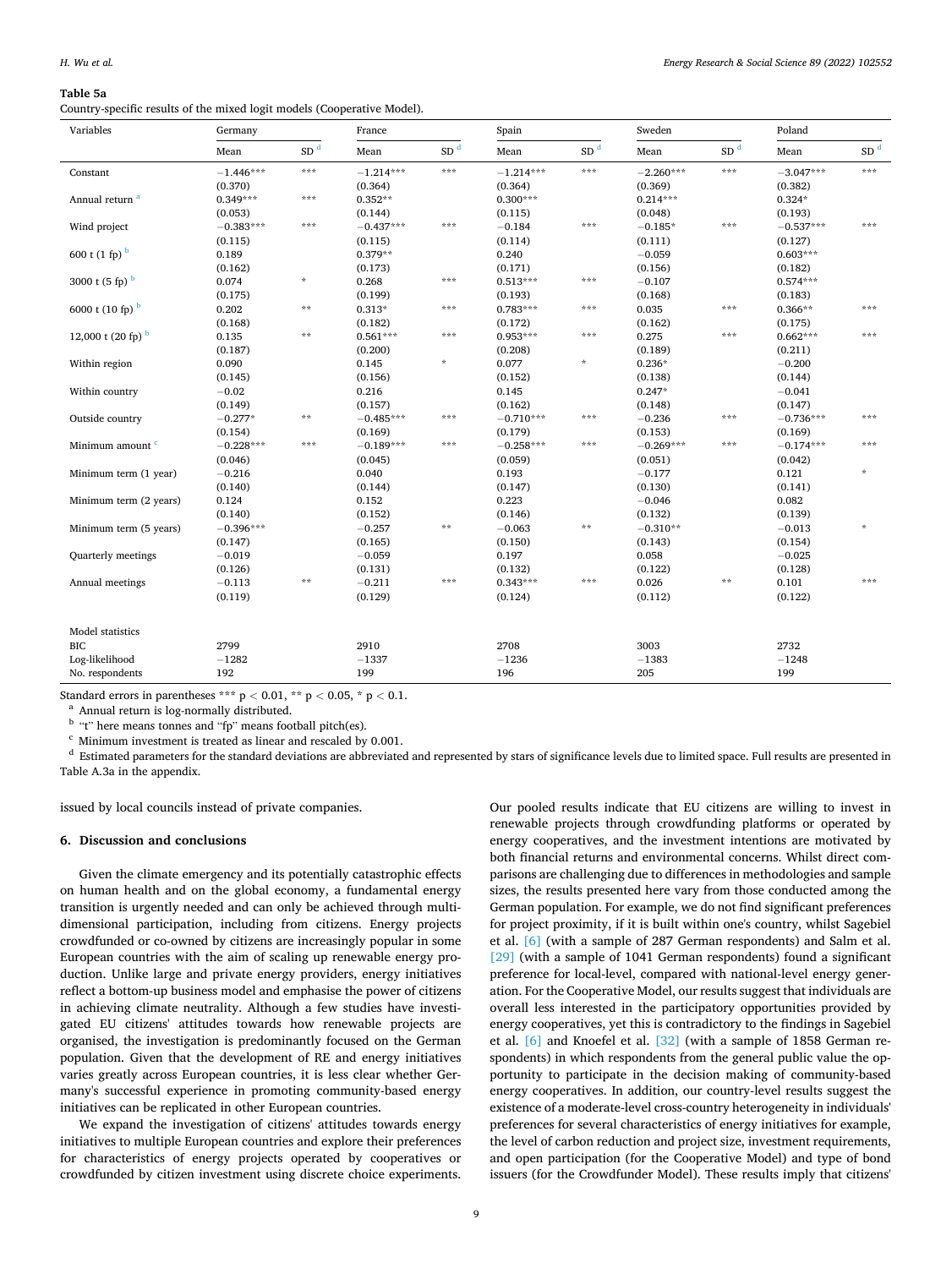**Table 5a**
Country-specific results of the mixed logit models (Cooperative Model).

| Variables | Germany | | France | | Spain | | Sweden | | Poland | |
|---|---|---|---|---|---|---|---|---|---|---|
| | Mean | SD [d] | Mean | SD [d] | Mean | SD [d] | Mean | SD [d] | Mean | SD [d] |
| Constant | −1.446*** | *** | −1.214*** | *** | −1.214*** | *** | −2.260*** | *** | −3.047*** | *** |
| | (0.370) | | (0.364) | | (0.364) | | (0.369) | | (0.382) | |
| Annual return [a] | 0.349*** | *** | 0.352** | | 0.300*** | | 0.214*** | | 0.324* | |
| | (0.053) | | (0.144) | | (0.115) | | (0.048) | | (0.193) | |
| Wind project | −0.383*** | *** | −0.437*** | *** | −0.184 | *** | −0.185* | *** | −0.537*** | *** |
| | (0.115) | | (0.115) | | (0.114) | | (0.111) | | (0.127) | |
| 600 t (1 fp) [b] | 0.189 | | 0.379** | | 0.240 | | −0.059 | | 0.603*** | |
| | (0.162) | | (0.173) | | (0.171) | | (0.156) | | (0.182) | |
| 3000 t (5 fp) [b] | 0.074 | * | 0.268 | *** | 0.513*** | *** | −0.107 | | 0.574*** | |
| | (0.175) | | (0.199) | | (0.193) | | (0.168) | | (0.183) | |
| 6000 t (10 fp) [b] | 0.202 | ** | 0.313* | *** | 0.783*** | *** | 0.035 | *** | 0.366** | *** |
| | (0.168) | | (0.182) | | (0.172) | | (0.162) | | (0.175) | |
| 12,000 t (20 fp) [b] | 0.135 | ** | 0.561*** | *** | 0.953*** | *** | 0.275 | *** | 0.662*** | *** |
| | (0.187) | | (0.200) | | (0.208) | | (0.189) | | (0.211) | |
| Within region | 0.090 | | 0.145 | * | 0.077 | * | 0.236* | | −0.200 | |
| | (0.145) | | (0.156) | | (0.152) | | (0.138) | | (0.144) | |
| Within country | −0.02 | | 0.216 | | 0.145 | | 0.247* | | −0.041 | |
| | (0.149) | | (0.157) | | (0.162) | | (0.148) | | (0.147) | |
| Outside country | −0.277* | ** | −0.485*** | *** | −0.710*** | *** | −0.236 | *** | −0.736*** | *** |
| | (0.154) | | (0.169) | | (0.179) | | (0.153) | | (0.169) | |
| Minimum amount [c] | −0.228*** | *** | −0.189*** | *** | −0.258*** | *** | −0.269*** | *** | −0.174*** | *** |
| | (0.046) | | (0.045) | | (0.059) | | (0.051) | | (0.042) | |
| Minimum term (1 year) | −0.216 | | 0.040 | | 0.193 | | −0.177 | | 0.121 | * |
| | (0.140) | | (0.144) | | (0.147) | | (0.130) | | (0.141) | |
| Minimum term (2 years) | 0.124 | | 0.152 | | 0.223 | | −0.046 | | 0.082 | |
| | (0.140) | | (0.152) | | (0.146) | | (0.132) | | (0.139) | |
| Minimum term (5 years) | −0.396*** | | −0.257 | ** | −0.063 | ** | −0.310** | | −0.013 | * |
| | (0.147) | | (0.165) | | (0.150) | | (0.143) | | (0.154) | |
| Quarterly meetings | −0.019 | | −0.059 | | 0.197 | | 0.058 | | −0.025 | |
| | (0.126) | | (0.131) | | (0.132) | | (0.122) | | (0.128) | |
| Annual meetings | −0.113 | ** | −0.211 | *** | 0.343*** | *** | 0.026 | ** | 0.101 | *** |
| | (0.119) | | (0.129) | | (0.124) | | (0.112) | | (0.122) | |
| Model statistics | | | | | | | | | | |
| BIC | 2799 | | 2910 | | 2708 | | 3003 | | 2732 | |
| Log-likelihood | −1282 | | −1337 | | −1236 | | −1383 | | −1248 | |
| No. respondents | 192 | | 199 | | 196 | | 205 | | 199 | |

Standard errors in parentheses *** $p < 0.01$, ** $p < 0.05$, * $p < 0.1$.
[a] Annual return is log-normally distributed.
[b] "t" here means tonnes and "fp" means football pitch(es).
[c] Minimum investment is treated as linear and rescaled by 0.001.
[d] Estimated parameters for the standard deviations are abbreviated and represented by stars of significance levels due to limited space. Full results are presented in Table A.3a in the appendix.

issued by local councils instead of private companies.

## 6. Discussion and conclusions

Given the climate emergency and its potentially catastrophic effects on human health and on the global economy, a fundamental energy transition is urgently needed and can only be achieved through multi-dimensional participation, including from citizens. Energy projects crowdfunded or co-owned by citizens are increasingly popular in some European countries with the aim of scaling up renewable energy production. Unlike large and private energy providers, energy initiatives reflect a bottom-up business model and emphasise the power of citizens in achieving climate neutrality. Although a few studies have investigated EU citizens' attitudes towards how renewable projects are organised, the investigation is predominantly focused on the German population. Given that the development of RE and energy initiatives varies greatly across European countries, it is less clear whether Germany's successful experience in promoting community-based energy initiatives can be replicated in other European countries.

We expand the investigation of citizens' attitudes towards energy initiatives to multiple European countries and explore their preferences for characteristics of energy projects operated by cooperatives or crowdfunded by citizen investment using discrete choice experiments. Our pooled results indicate that EU citizens are willing to invest in renewable projects through crowdfunding platforms or operated by energy cooperatives, and the investment intentions are motivated by both financial returns and environmental concerns. Whilst direct comparisons are challenging due to differences in methodologies and sample sizes, the results presented here vary from those conducted among the German population. For example, we do not find significant preferences for project proximity, if it is built within one's country, whilst Sagebiel et al. [6] (with a sample of 287 German respondents) and Salm et al. [29] (with a sample of 1041 German respondents) found a significant preference for local-level, compared with national-level energy generation. For the Cooperative Model, our results suggest that individuals are overall less interested in the participatory opportunities provided by energy cooperatives, yet this is contradictory to the findings in Sagebiel et al. [6] and Knoefel et al. [32] (with a sample of 1858 German respondents) in which respondents from the general public value the opportunity to participate in the decision making of community-based energy cooperatives. In addition, our country-level results suggest the existence of a moderate-level cross-country heterogeneity in individuals' preferences for several characteristics of energy initiatives for example, the level of carbon reduction and project size, investment requirements, and open participation (for the Cooperative Model) and type of bond issuers (for the Crowdfunder Model). These results imply that citizens'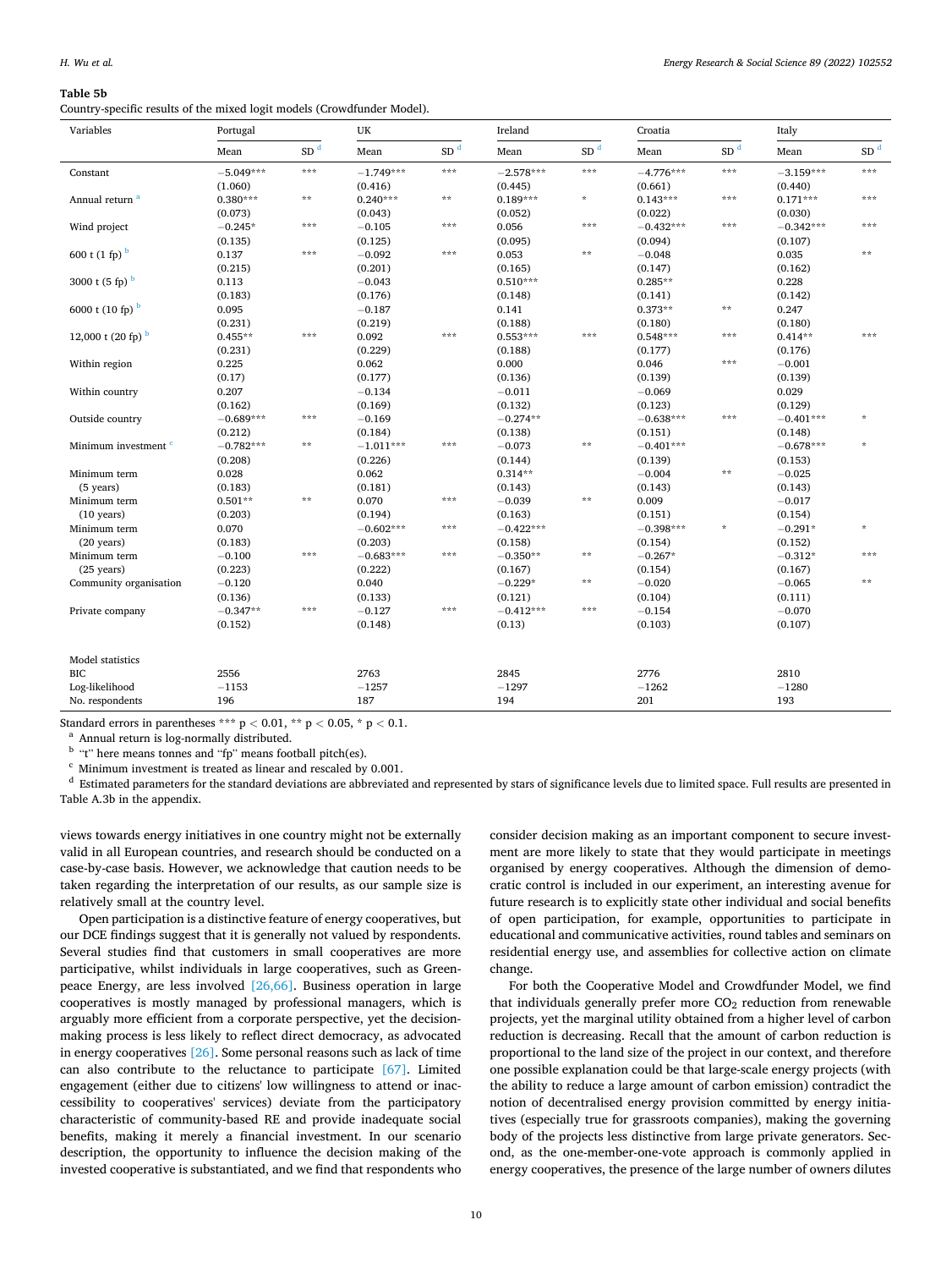**Table 5b**
Country-specific results of the mixed logit models (Crowdfunder Model).

| Variables | Portugal | | UK | | Ireland | | Croatia | | Italy | |
|---|---|---|---|---|---|---|---|---|---|---|
| | Mean | SD [d] | Mean | SD [d] | Mean | SD [d] | Mean | SD [d] | Mean | SD [d] |
| Constant | −5.049*** | *** | −1.749*** | *** | −2.578*** | *** | −4.776*** | *** | −3.159*** | *** |
| | (1.060) | | (0.416) | | (0.445) | | (0.661) | | (0.440) | |
| Annual return [a] | 0.380*** | ** | 0.240*** | ** | 0.189*** | * | 0.143*** | *** | 0.171*** | *** |
| | (0.073) | | (0.043) | | (0.052) | | (0.022) | | (0.030) | |
| Wind project | −0.245* | *** | −0.105 | *** | 0.056 | *** | −0.432*** | *** | −0.342*** | *** |
| | (0.135) | | (0.125) | | (0.095) | | (0.094) | | (0.107) | |
| 600 t (1 fp) [b] | 0.137 | *** | −0.092 | *** | 0.053 | ** | −0.048 | | 0.035 | ** |
| | (0.215) | | (0.201) | | (0.165) | | (0.147) | | (0.162) | |
| 3000 t (5 fp) [b] | 0.113 | | −0.043 | | 0.510*** | | 0.285** | | 0.228 | |
| | (0.183) | | (0.176) | | (0.148) | | (0.141) | | (0.142) | |
| 6000 t (10 fp) [b] | 0.095 | | −0.187 | | 0.141 | | 0.373** | ** | 0.247 | |
| | (0.231) | | (0.219) | | (0.188) | | (0.180) | | (0.180) | |
| 12,000 t (20 fp) [b] | 0.455** | *** | 0.092 | *** | 0.553*** | *** | 0.548*** | *** | 0.414** | *** |
| | (0.231) | | (0.229) | | (0.188) | | (0.177) | | (0.176) | |
| Within region | 0.225 | | 0.062 | | 0.000 | | 0.046 | *** | −0.001 | |
| | (0.17) | | (0.177) | | (0.136) | | (0.139) | | (0.139) | |
| Within country | 0.207 | | −0.134 | | −0.011 | | −0.069 | | 0.029 | |
| | (0.162) | | (0.169) | | (0.132) | | (0.123) | | (0.129) | |
| Outside country | −0.689*** | *** | −0.169 | | −0.274** | | −0.638*** | *** | −0.401*** | * |
| | (0.212) | | (0.184) | | (0.138) | | (0.151) | | (0.148) | |
| Minimum investment [c] | −0.782*** | ** | −1.011*** | *** | −0.073 | ** | −0.401*** | | −0.678*** | * |
| | (0.208) | | (0.226) | | (0.144) | | (0.139) | | (0.153) | |
| Minimum term (5 years) | 0.028 | | 0.062 | | 0.314** | | −0.004 | ** | −0.025 | |
| | (0.183) | | (0.181) | | (0.143) | | (0.143) | | (0.143) | |
| Minimum term (10 years) | 0.501** | ** | 0.070 | *** | −0.039 | ** | 0.009 | | −0.017 | |
| | (0.203) | | (0.194) | | (0.163) | | (0.151) | | (0.154) | |
| Minimum term (20 years) | 0.070 | | −0.602*** | *** | −0.422*** | | −0.398*** | * | −0.291* | * |
| | (0.183) | | (0.203) | | (0.158) | | (0.154) | | (0.152) | |
| Minimum term (25 years) | −0.100 | *** | −0.683*** | *** | −0.350** | ** | −0.267* | | −0.312* | *** |
| | (0.223) | | (0.222) | | (0.167) | | (0.154) | | (0.167) | |
| Community organisation | −0.120 | | 0.040 | | −0.229* | ** | −0.020 | | −0.065 | ** |
| | (0.136) | | (0.133) | | (0.121) | | (0.104) | | (0.111) | |
| Private company | −0.347** | *** | −0.127 | *** | −0.412*** | *** | −0.154 | | −0.070 | |
| | (0.152) | | (0.148) | | (0.13) | | (0.103) | | (0.107) | |
| Model statistics | | | | | | | | | | |
| BIC | 2556 | | 2763 | | 2845 | | 2776 | | 2810 | |
| Log-likelihood | −1153 | | −1257 | | −1297 | | −1262 | | −1280 | |
| No. respondents | 196 | | 187 | | 194 | | 201 | | 193 | |

Standard errors in parentheses *** $p < 0.01$, ** $p < 0.05$, * $p < 0.1$.
[a] Annual return is log-normally distributed.
[b] "t" here means tonnes and "fp" means football pitch(es).
[c] Minimum investment is treated as linear and rescaled by 0.001.
[d] Estimated parameters for the standard deviations are abbreviated and represented by stars of significance levels due to limited space. Full results are presented in Table A.3b in the appendix.

views towards energy initiatives in one country might not be externally valid in all European countries, and research should be conducted on a case-by-case basis. However, we acknowledge that caution needs to be taken regarding the interpretation of our results, as our sample size is relatively small at the country level.

Open participation is a distinctive feature of energy cooperatives, but our DCE findings suggest that it is generally not valued by respondents. Several studies find that customers in small cooperatives are more participative, whilst individuals in large cooperatives, such as Greenpeace Energy, are less involved [26,66]. Business operation in large cooperatives is mostly managed by professional managers, which is arguably more efficient from a corporate perspective, yet the decision-making process is less likely to reflect direct democracy, as advocated in energy cooperatives [26]. Some personal reasons such as lack of time can also contribute to the reluctance to participate [67]. Limited engagement (either due to citizens' low willingness to attend or inaccessibility to cooperatives' services) deviate from the participatory characteristic of community-based RE and provide inadequate social benefits, making it merely a financial investment. In our scenario description, the opportunity to influence the decision making of the invested cooperative is substantiated, and we find that respondents who consider decision making as an important component to secure investment are more likely to state that they would participate in meetings organised by energy cooperatives. Although the dimension of democratic control is included in our experiment, an interesting avenue for future research is to explicitly state other individual and social benefits of open participation, for example, opportunities to participate in educational and communicative activities, round tables and seminars on residential energy use, and assemblies for collective action on climate change.

For both the Cooperative Model and Crowdfunder Model, we find that individuals generally prefer more $CO_2$ reduction from renewable projects, yet the marginal utility obtained from a higher level of carbon reduction is decreasing. Recall that the amount of carbon reduction is proportional to the land size of the project in our context, and therefore one possible explanation could be that large-scale energy projects (with the ability to reduce a large amount of carbon emission) contradict the notion of decentralised energy provision committed by energy initiatives (especially true for grassroots companies), making the governing body of the projects less distinctive from large private generators. Second, as the one-member-one-vote approach is commonly applied in energy cooperatives, the presence of the large number of owners dilutes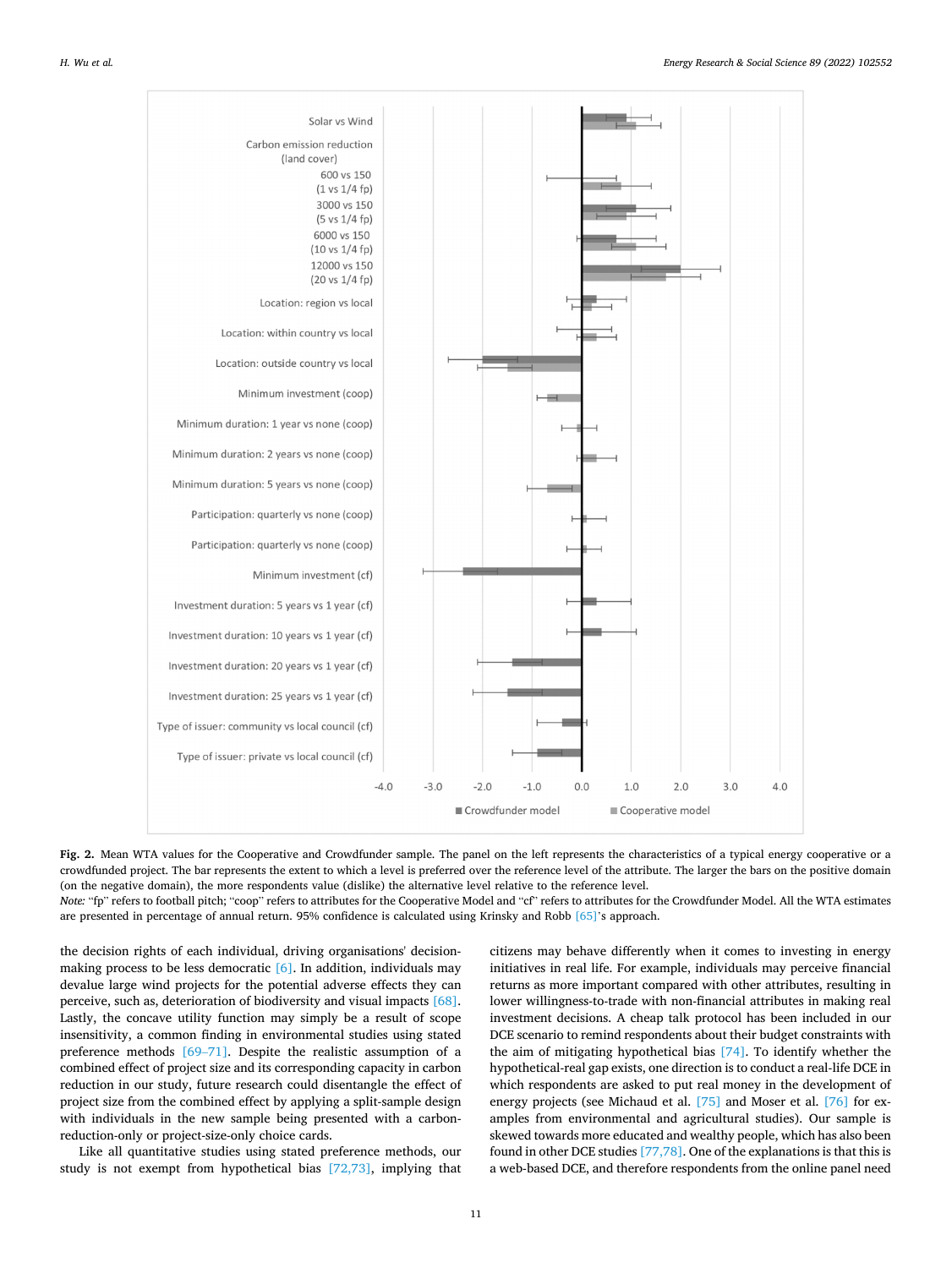**Fig. 2.** Mean WTA values for the Cooperative and Crowdfunder sample. The panel on the left represents the characteristics of a typical energy cooperative or a crowdfunded project. The bar represents the extent to which a level is preferred over the reference level of the attribute. The larger the bars on the positive domain (on the negative domain), the more respondents value (dislike) the alternative level relative to the reference level.

*Note:* "fp" refers to football pitch; "coop" refers to attributes for the Cooperative Model and "cf" refers to attributes for the Crowdfunder Model. All the WTA estimates are presented in percentage of annual return. 95% confidence is calculated using Krinsky and Robb [65]'s approach.

the decision rights of each individual, driving organisations' decision-making process to be less democratic [6]. In addition, individuals may devalue large wind projects for the potential adverse effects they can perceive, such as, deterioration of biodiversity and visual impacts [68]. Lastly, the concave utility function may simply be a result of scope insensitivity, a common finding in environmental studies using stated preference methods [69–71]. Despite the realistic assumption of a combined effect of project size and its corresponding capacity in carbon reduction in our study, future research could disentangle the effect of project size from the combined effect by applying a split-sample design with individuals in the new sample being presented with a carbon-reduction-only or project-size-only choice cards.

Like all quantitative studies using stated preference methods, our study is not exempt from hypothetical bias [72,73], implying that citizens may behave differently when it comes to investing in energy initiatives in real life. For example, individuals may perceive financial returns as more important compared with other attributes, resulting in lower willingness-to-trade with non-financial attributes in making real investment decisions. A cheap talk protocol has been included in our DCE scenario to remind respondents about their budget constraints with the aim of mitigating hypothetical bias [74]. To identify whether the hypothetical-real gap exists, one direction is to conduct a real-life DCE in which respondents are asked to put real money in the development of energy projects (see Michaud et al. [75] and Moser et al. [76] for examples from environmental and agricultural studies). Our sample is skewed towards more educated and wealthy people, which has also been found in other DCE studies [77,78]. One of the explanations is that this is a web-based DCE, and therefore respondents from the online panel need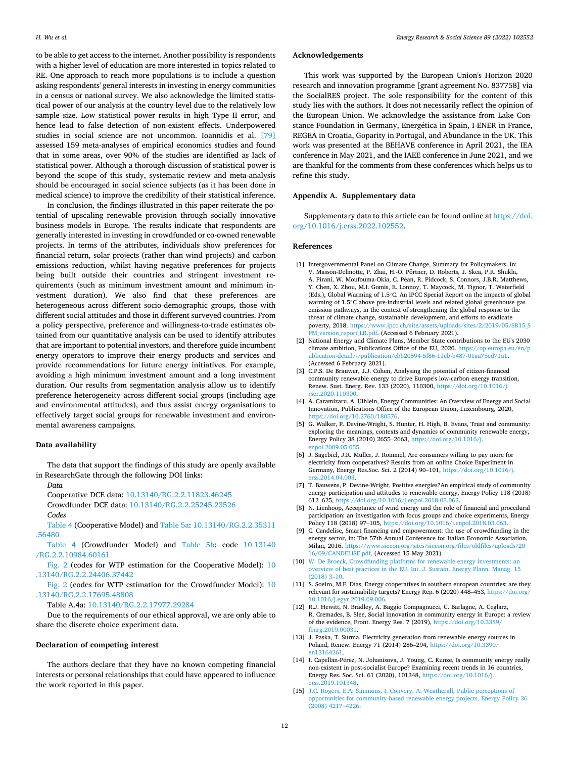to be able to get access to the internet. Another possibility is respondents with a higher level of education are more interested in topics related to RE. One approach to reach more populations is to include a question asking respondents' general interests in investing in energy communities in a census or national survey. We also acknowledge the limited statistical power of our analysis at the country level due to the relatively low sample size. Low statistical power results in high Type II error, and hence lead to false detection of non-existent effects. Underpowered studies in social science are not uncommon. Ioannidis et al. [79] assessed 159 meta-analyses of empirical economics studies and found that in some areas, over 90% of the studies are identified as lack of statistical power. Although a thorough discussion of statistical power is beyond the scope of this study, systematic review and meta-analysis should be encouraged in social science subjects (as it has been done in medical science) to improve the credibility of their statistical inference.

In conclusion, the findings illustrated in this paper reiterate the potential of upscaling renewable provision through socially innovative business models in Europe. The results indicate that respondents are generally interested in investing in crowdfunded or co-owned renewable projects. In terms of the attributes, individuals show preferences for financial return, solar projects (rather than wind projects) and carbon emissions reduction, whilst having negative preferences for projects being built outside their countries and stringent investment requirements (such as minimum investment amount and minimum investment duration). We also find that these preferences are heterogeneous across different socio-demographic groups, those with different social attitudes and those in different surveyed countries. From a policy perspective, preference and willingness-to-trade estimates obtained from our quantitative analysis can be used to identify attributes that are important to potential investors, and therefore guide incumbent energy operators to improve their energy products and services and provide recommendations for future energy initiatives. For example, avoiding a high minimum investment amount and a long investment duration. Our results from segmentation analysis allow us to identify preference heterogeneity across different social groups (including age and environmental attitudes), and thus assist energy organisations to effectively target social groups for renewable investment and environmental awareness campaigns.

## Data availability

The data that support the findings of this study are openly available in ResearchGate through the following DOI links:

*Data*

Cooperative DCE data: 10.13140/RG.2.2.11823.46245

Crowdfunder DCE data: 10.13140/RG.2.2.25245.23526

*Codes*

Table 4 (Cooperative Model) and Table 5a: 10.13140/RG.2.2.35311.56480

Table 4 (Crowdfunder Model) and Table 5b: code 10.13140/RG.2.2.10984.60161

Fig. 2 (codes for WTP estimation for the Cooperative Model): 10.13140/RG.2.2.24406.37442

Fig. 2 (codes for WTP estimation for the Crowdfunder Model): 10.13140/RG.2.2.17695.48808

Table A.4a: 10.13140/RG.2.2.17977.29284

Due to the requirements of our ethical approval, we are only able to share the discrete choice experiment data.

## Declaration of competing interest

The authors declare that they have no known competing financial interests or personal relationships that could have appeared to influence the work reported in this paper.

## Acknowledgements

This work was supported by the European Union's Horizon 2020 research and innovation programme [grant agreement No. 837758] via the SocialRES project. The sole responsibility for the content of this study lies with the authors. It does not necessarily reflect the opinion of the European Union. We acknowledge the assistance from Lake Constance Foundation in Germany, Energética in Spain, I-ENER in France, REGEA in Croatia, Goparity in Portugal, and Abundance in the UK. This work was presented at the BEHAVE conference in April 2021, the IEA conference in May 2021, and the IAEE conference in June 2021, and we are thankful for the comments from these conferences which helps us to refine this study.

## Appendix A. Supplementary data

Supplementary data to this article can be found online at https://doi.org/10.1016/j.erss.2022.102552.

## References

[1] Intergovernmental Panel on Climate Change, Summary for Policymakers, in: V. Masson-Delmotte, P. Zhai, H.-O. Pörtner, D. Roberts, J. Skea, P.R. Shukla, A. Pirani, W. Moufouma-Okia, C. Péan, R. Pidcock, S. Connors, J.B.R. Matthews, Y. Chen, X. Zhou, M.I. Gomis, E. Lonnoy, T. Maycock, M. Tignor, T. Waterfield (Eds.), Global Warming of 1.5°C. An IPCC Special Report on the impacts of global warming of 1.5°C above pre-industrial levels and related global greenhouse gas emission pathways, in the context of strengthening the global response to the threat of climate change, sustainable development, and efforts to eradicate poverty, 2018. https://www.ipcc.ch/site/assets/uploads/sites/2/2019/05/SR15_SPM_version_report_LR.pdf. (Accessed 6 February 2021).

[2] National Energy and Climate Plans, Member State contributions to the EU's 2030 climate ambition, Publications Office of the EU, 2020. https://op.europa.eu/en/publication-detail/-/publication/cbb20594-5f86-11eb-b487-01aa75ed71a1. (Accessed 6 February 2021).

[3] C.P.S. De Brauwer, J.J. Cohen, Analysing the potential of citizen-financed community renewable energy to drive Europe's low-carbon energy transition, Renew. Sust. Energ. Rev. 133 (2020), 110300, https://doi.org/10.1016/j.rser.2020.110300.

[4] A. Caramizaru, A. Uihlein, Energy Communities: An Overview of Energy and Social Innovation, Publications Office of the European Union, Luxembourg, 2020, https://doi.org/10.2760/180576.

[5] G. Walker, P. Devine-Wright, S. Hunter, H. High, B. Evans, Trust and community: exploring the meanings, contexts and dynamics of community renewable energy, Energy Policy 38 (2010) 2655–2663, https://doi.org/10.1016/j.enpol.2009.05.055.

[6] J. Sagebiel, J.R. Müller, J. Rommel, Are consumers willing to pay more for electricity from cooperatives? Results from an online Choice Experiment in Germany, Energy Res.Soc. Sci. 2 (2014) 90–101, https://doi.org/10.1016/j.erss.2014.04.003.

[7] T. Bauwens, P. Devine-Wright, Positive energies?An empirical study of community energy participation and attitudes to renewable energy, Energy Policy 118 (2018) 612–625, https://doi.org/10.1016/j.enpol.2018.03.062.

[8] N. Lienhoop, Acceptance of wind energy and the role of financial and procedural participation: an investigation with focus groups and choice experiments, Energy Policy 118 (2018) 97–105, https://doi.org/10.1016/j.enpol.2018.03.063.

[9] C. Candelise, Smart financing and empowerment: the use of crowdfunding in the energy sector, in: The 57th Annual Conference for Italian Economic Association, Milan, 2016. https://www.siecon.org/sites/siecon.org/files/oldfiles/uploads/2016/09/CANDELISE.pdf. (Accessed 15 May 2021).

[10] W. De Broeck, Crowdfunding platforms for renewable energy investments: an overview of best practices in the EU, Int. J. Sustain. Energy Plann. Manag. 15 (2018) 3–10.

[11] S. Soeiro, M.F. Dias, Energy cooperatives in southern european countries: are they relevant for sustainability targets? Energy Rep. 6 (2020) 448–453, https://doi.org/10.1016/j.egyr.2019.09.006.

[12] R.J. Hewitt, N. Bradley, A. Baggio Compagnucci, C. Barlagne, A. Ceglarz, R. Cremades, B. Slee, Social innovation in community energy in Europe: a review of the evidence, Front. Energy Res. 7 (2019), https://doi.org/10.3389/fenrg.2019.00031.

[13] J. Paska, T. Surma, Electricity generation from renewable energy sources in Poland, Renew. Energy 71 (2014) 286–294, https://doi.org/10.3390/en13164261.

[14] I. Capellán-Pérez, N. Johanisova, J. Young, C. Kunze, Is community energy really non-existent in post-socialist Europe? Examining recent trends in 16 countries, Energy Res. Soc. Sci. 61 (2020), 101348, https://doi.org/10.1016/j.erss.2019.101348.

[15] J.C. Rogers, E.A. Simmons, I. Convery, A. Weatherall, Public perceptions of opportunities for community-based renewable energy projects, Energy Policy 36 (2008) 4217–4226.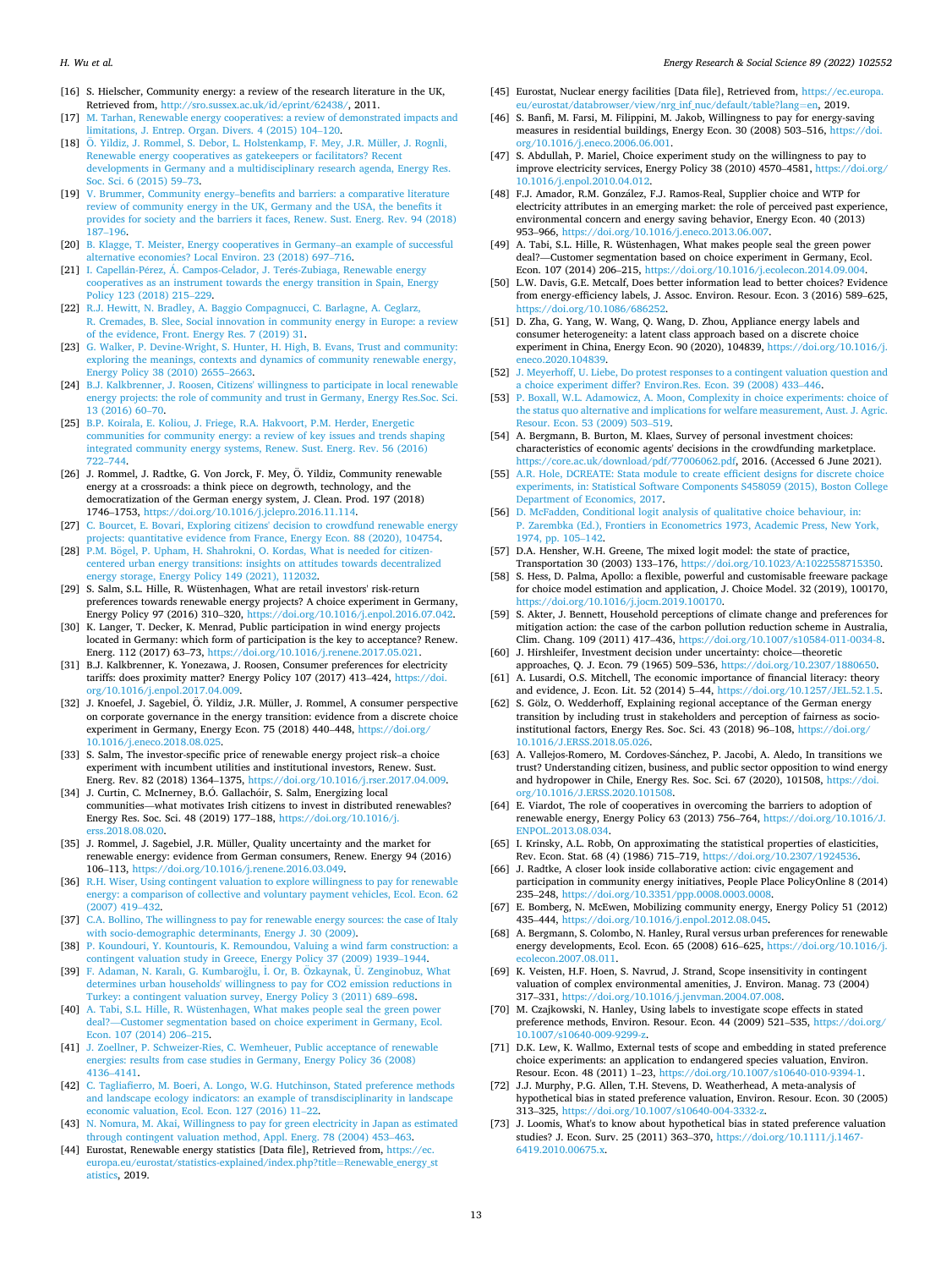[16] S. Hielscher, Community energy: a review of the research literature in the UK, Retrieved from, http://sro.sussex.ac.uk/id/eprint/62438/, 2011.

[17] M. Tarhan, Renewable energy cooperatives: a review of demonstrated impacts and limitations, J. Entrep. Organ. Divers. 4 (2015) 104–120.

[18] Ö. Yildiz, J. Rommel, S. Debor, L. Holstenkamp, F. Mey, J.R. Müller, J. Rognli, Renewable energy cooperatives as gatekeepers or facilitators? Recent developments in Germany and a multidisciplinary research agenda, Energy Res. Soc. Sci. 6 (2015) 59–73.

[19] V. Brummer, Community energy–benefits and barriers: a comparative literature review of community energy in the UK, Germany and the USA, the benefits it provides for society and the barriers it faces, Renew. Sust. Energ. Rev. 94 (2018) 187–196.

[20] B. Klagge, T. Meister, Energy cooperatives in Germany–an example of successful alternative economies? Local Environ. 23 (2018) 697–716.

[21] I. Capellán-Pérez, Á. Campos-Celador, J. Terés-Zubiaga, Renewable energy cooperatives as an instrument towards the energy transition in Spain, Energy Policy 123 (2018) 215–229.

[22] R.J. Hewitt, N. Bradley, A. Baggio Compagnucci, C. Barlagne, A. Ceglarz, R. Cremades, B. Slee, Social innovation in community energy in Europe: a review of the evidence, Front. Energy Res. 7 (2019) 31.

[23] G. Walker, P. Devine-Wright, S. Hunter, H. High, B. Evans, Trust and community: exploring the meanings, contexts and dynamics of community renewable energy, Energy Policy 38 (2010) 2655–2663.

[24] B.J. Kalkbrenner, J. Roosen, Citizens' willingness to participate in local renewable energy projects: the role of community and trust in Germany, Energy Res.Soc. Sci. 13 (2016) 60–70.

[25] B.P. Koirala, E. Koliou, J. Friege, R.A. Hakvoort, P.M. Herder, Energetic communities for community energy: a review of key issues and trends shaping integrated community energy systems, Renew. Sust. Energ. Rev. 56 (2016) 722–744.

[26] J. Rommel, J. Radtke, G. Von Jorck, F. Mey, Ö. Yildiz, Community renewable energy at a crossroads: a think piece on degrowth, technology, and the democratization of the German energy system, J. Clean. Prod. 197 (2018) 1746–1753, https://doi.org/10.1016/j.jclepro.2016.11.114.

[27] C. Bourcet, E. Bovari, Exploring citizens' decision to crowdfund renewable energy projects: quantitative evidence from France, Energy Econ. 88 (2020), 104754.

[28] P.M. Bögel, P. Upham, H. Shahrokni, O. Kordas, What is needed for citizen-centered urban energy transitions: insights on attitudes towards decentralized energy storage, Energy Policy 149 (2021), 112032.

[29] S. Salm, S.L. Hille, R. Wüstenhagen, What are retail investors' risk-return preferences towards renewable energy projects? A choice experiment in Germany, Energy Policy 97 (2016) 310–320, https://doi.org/10.1016/j.enpol.2016.07.042.

[30] K. Langer, T. Decker, K. Menrad, Public participation in wind energy projects located in Germany: which form of participation is the key to acceptance? Renew. Energ. 112 (2017) 63–73, https://doi.org/10.1016/j.renene.2017.05.021.

[31] B.J. Kalkbrenner, K. Yonezawa, J. Roosen, Consumer preferences for electricity tariffs: does proximity matter? Energy Policy 107 (2017) 413–424, https://doi.org/10.1016/j.enpol.2017.04.009.

[32] J. Knoefel, J. Sagebiel, Ö. Yildiz, J.R. Müller, J. Rommel, A consumer perspective on corporate governance in the energy transition: evidence from a discrete choice experiment in Germany, Energy Econ. 75 (2018) 440–448, https://doi.org/10.1016/j.eneco.2018.08.025.

[33] S. Salm, The investor-specific price of renewable energy project risk–a choice experiment with incumbent utilities and institutional investors, Renew. Sust. Energ. Rev. 82 (2018) 1364–1375, https://doi.org/10.1016/j.rser.2017.04.009.

[34] J. Curtin, C. McInerney, B.Ó. Gallachóir, S. Salm, Energizing local communities—what motivates Irish citizens to invest in distributed renewables? Energy Res. Soc. Sci. 48 (2019) 177–188, https://doi.org/10.1016/j.erss.2018.08.020.

[35] J. Rommel, J. Sagebiel, J.R. Müller, Quality uncertainty and the market for renewable energy: evidence from German consumers, Renew. Energy 94 (2016) 106–113, https://doi.org/10.1016/j.renene.2016.03.049.

[36] R.H. Wiser, Using contingent valuation to explore willingness to pay for renewable energy: a comparison of collective and voluntary payment vehicles, Ecol. Econ. 62 (2007) 419–432.

[37] C.A. Bollino, The willingness to pay for renewable energy sources: the case of Italy with socio-demographic determinants, Energy J. 30 (2009).

[38] P. Koundouri, Y. Kountouris, K. Remoundou, Valuing a wind farm construction: a contingent valuation study in Greece, Energy Policy 37 (2009) 1939–1944.

[39] F. Adaman, N. Karalı, G. Kumbaroğlu, İ. Or, B. Özkaynak, Ü. Zenginobuz, What determines urban households' willingness to pay for CO2 emission reductions in Turkey: a contingent valuation survey, Energy Policy 3 (2011) 689–698.

[40] A. Tabi, S.L. Hille, R. Wüstenhagen, What makes people seal the green power deal?—Customer segmentation based on choice experiment in Germany, Ecol. Econ. 107 (2014) 206–215.

[41] J. Zoellner, P. Schweizer-Ries, C. Wemheuer, Public acceptance of renewable energies: results from case studies in Germany, Energy Policy 36 (2008) 4136–4141.

[42] C. Tagliafierro, M. Boeri, A. Longo, W.G. Hutchinson, Stated preference methods and landscape ecology indicators: an example of transdisciplinarity in landscape economic valuation, Ecol. Econ. 127 (2016) 11–22.

[43] N. Nomura, M. Akai, Willingness to pay for green electricity in Japan as estimated through contingent valuation method, Appl. Energ. 78 (2004) 453–463.

[44] Eurostat, Renewable energy statistics [Data file], Retrieved from, https://ec.europa.eu/eurostat/statistics-explained/index.php?title=Renewable_energy_statistics, 2019.

[45] Eurostat, Nuclear energy facilities [Data file], Retrieved from, https://ec.europa.eu/eurostat/databrowser/view/nrg_inf_nuc/default/table?lang=en, 2019.

[46] S. Banfi, M. Farsi, M. Filippini, M. Jakob, Willingness to pay for energy-saving measures in residential buildings, Energy Econ. 30 (2008) 503–516, https://doi.org/10.1016/j.eneco.2006.06.001.

[47] S. Abdullah, P. Mariel, Choice experiment study on the willingness to pay to improve electricity services, Energy Policy 38 (2010) 4570–4581, https://doi.org/10.1016/j.enpol.2010.04.012.

[48] F.J. Amador, R.M. González, F.J. Ramos-Real, Supplier choice and WTP for electricity attributes in an emerging market: the role of perceived past experience, environmental concern and energy saving behavior, Energy Econ. 40 (2013) 953–966, https://doi.org/10.1016/j.eneco.2013.06.007.

[49] A. Tabi, S.L. Hille, R. Wüstenhagen, What makes people seal the green power deal?—Customer segmentation based on choice experiment in Germany, Ecol. Econ. 107 (2014) 206–215, https://doi.org/10.1016/j.ecolecon.2014.09.004.

[50] L.W. Davis, G.E. Metcalf, Does better information lead to better choices? Evidence from energy-efficiency labels, J. Assoc. Environ. Resour. Econ. 3 (2016) 589–625, https://doi.org/10.1086/686252.

[51] D. Zha, G. Yang, W. Wang, Q. Wang, D. Zhou, Appliance energy labels and consumer heterogeneity: a latent class approach based on a discrete choice experiment in China, Energy Econ. 90 (2020), 104839, https://doi.org/10.1016/j.eneco.2020.104839.

[52] J. Meyerhoff, U. Liebe, Do protest responses to a contingent valuation question and a choice experiment differ? Environ.Res. Econ. 39 (2008) 433–446.

[53] P. Boxall, W.L. Adamowicz, A. Moon, Complexity in choice experiments: choice of the status quo alternative and implications for welfare measurement, Aust. J. Agric. Resour. Econ. 53 (2009) 503–519.

[54] A. Bergmann, B. Burton, M. Klaes, Survey of personal investment choices: characteristics of economic agents' decisions in the crowdfunding marketplace. https://core.ac.uk/download/pdf/77006062.pdf, 2016. (Accessed 6 June 2021).

[55] A.R. Hole, DCREATE: Stata module to create efficient designs for discrete choice experiments, in: Statistical Software Components S458059 (2015), Boston College Department of Economics, 2017.

[56] D. McFadden, Conditional logit analysis of qualitative choice behaviour, in: P. Zarembka (Ed.), Frontiers in Econometrics 1973, Academic Press, New York, 1974, pp. 105–142.

[57] D.A. Hensher, W.H. Greene, The mixed logit model: the state of practice, Transportation 30 (2003) 133–176, https://doi.org/10.1023/A:1022558715350.

[58] S. Hess, D. Palma, Apollo: a flexible, powerful and customisable freeware package for choice model estimation and application, J. Choice Model. 32 (2019), 100170, https://doi.org/10.1016/j.jocm.2019.100170.

[59] S. Akter, J. Bennett, Household perceptions of climate change and preferences for mitigation action: the case of the carbon pollution reduction scheme in Australia, Clim. Chang. 109 (2011) 417–436, https://doi.org/10.1007/s10584-011-0034-8.

[60] J. Hirshleifer, Investment decision under uncertainty: choice—theoretic approaches, Q. J. Econ. 79 (1965) 509–536, https://doi.org/10.2307/1880650.

[61] A. Lusardi, O.S. Mitchell, The economic importance of financial literacy: theory and evidence, J. Econ. Lit. 52 (2014) 5–44, https://doi.org/10.1257/JEL.52.1.5.

[62] S. Gölz, O. Wedderhoff, Explaining regional acceptance of the German energy transition by including trust in stakeholders and perception of fairness as socio-institutional factors, Energy Res. Soc. Sci. 43 (2018) 96–108, https://doi.org/10.1016/J.ERSS.2018.05.026.

[63] A. Vallejos-Romero, M. Cordoves-Sánchez, P. Jacobi, A. Aledo, In transitions we trust? Understanding citizen, business, and public sector opposition to wind energy and hydropower in Chile, Energy Res. Soc. Sci. 67 (2020), 101508, https://doi.org/10.1016/J.ERSS.2020.101508.

[64] E. Viardot, The role of cooperatives in overcoming the barriers to adoption of renewable energy, Energy Policy 63 (2013) 756–764, https://doi.org/10.1016/J.ENPOL.2013.08.034.

[65] I. Krinsky, A.L. Robb, On approximating the statistical properties of elasticities, Rev. Econ. Stat. 68 (4) (1986) 715–719, https://doi.org/10.2307/1924536.

[66] J. Radtke, A closer look inside collaborative action: civic engagement and participation in community energy initiatives, People Place PolicyOnline 8 (2014) 235–248, https://doi.org/10.3351/ppp.0008.0003.0008.

[67] E. Bomberg, N. McEwen, Mobilizing community energy, Energy Policy 51 (2012) 435–444, https://doi.org/10.1016/j.enpol.2012.08.045.

[68] A. Bergmann, S. Colombo, N. Hanley, Rural versus urban preferences for renewable energy developments, Ecol. Econ. 65 (2008) 616–625, https://doi.org/10.1016/j.ecolecon.2007.08.011.

[69] K. Veisten, H.F. Hoen, S. Navrud, J. Strand, Scope insensitivity in contingent valuation of complex environmental amenities, J. Environ. Manag. 73 (2004) 317–331, https://doi.org/10.1016/j.jenvman.2004.07.008.

[70] M. Czajkowski, N. Hanley, Using labels to investigate scope effects in stated preference methods, Environ. Resour. Econ. 44 (2009) 521–535, https://doi.org/10.1007/s10640-009-9299-z.

[71] D.K. Lew, K. Wallmo, External tests of scope and embedding in stated preference choice experiments: an application to endangered species valuation, Environ. Resour. Econ. 48 (2011) 1–23, https://doi.org/10.1007/s10640-010-9394-1.

[72] J.J. Murphy, P.G. Allen, T.H. Stevens, D. Weatherhead, A meta-analysis of hypothetical bias in stated preference valuation, Environ. Resour. Econ. 30 (2005) 313–325, https://doi.org/10.1007/s10640-004-3332-z.

[73] J. Loomis, What's to know about hypothetical bias in stated preference valuation studies? J. Econ. Surv. 25 (2011) 363–370, https://doi.org/10.1111/j.1467-6419.2010.00675.x.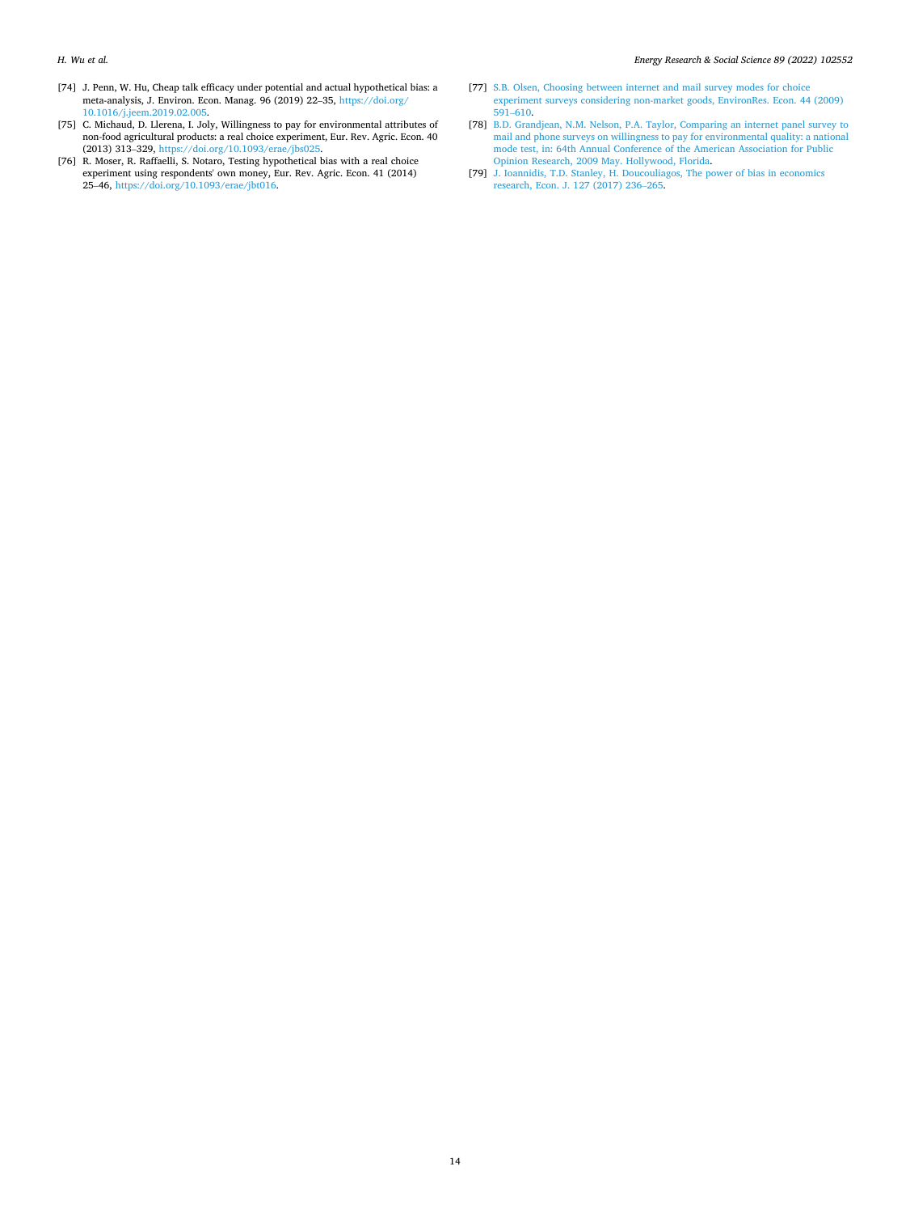[74] J. Penn, W. Hu, Cheap talk efficacy under potential and actual hypothetical bias: a meta-analysis, J. Environ. Econ. Manag. 96 (2019) 22–35, https://doi.org/10.1016/j.jeem.2019.02.005.

[75] C. Michaud, D. Llerena, I. Joly, Willingness to pay for environmental attributes of non-food agricultural products: a real choice experiment, Eur. Rev. Agric. Econ. 40 (2013) 313–329, https://doi.org/10.1093/erae/jbs025.

[76] R. Moser, R. Raffaelli, S. Notaro, Testing hypothetical bias with a real choice experiment using respondents' own money, Eur. Rev. Agric. Econ. 41 (2014) 25–46, https://doi.org/10.1093/erae/jbt016.

[77] S.B. Olsen, Choosing between internet and mail survey modes for choice experiment surveys considering non-market goods, EnvironRes. Econ. 44 (2009) 591–610.

[78] B.D. Grandjean, N.M. Nelson, P.A. Taylor, Comparing an internet panel survey to mail and phone surveys on willingness to pay for environmental quality: a national mode test, in: 64th Annual Conference of the American Association for Public Opinion Research, 2009 May. Hollywood, Florida.

[79] J. Ioannidis, T.D. Stanley, H. Doucouliagos, The power of bias in economics research, Econ. J. 127 (2017) 236–265.